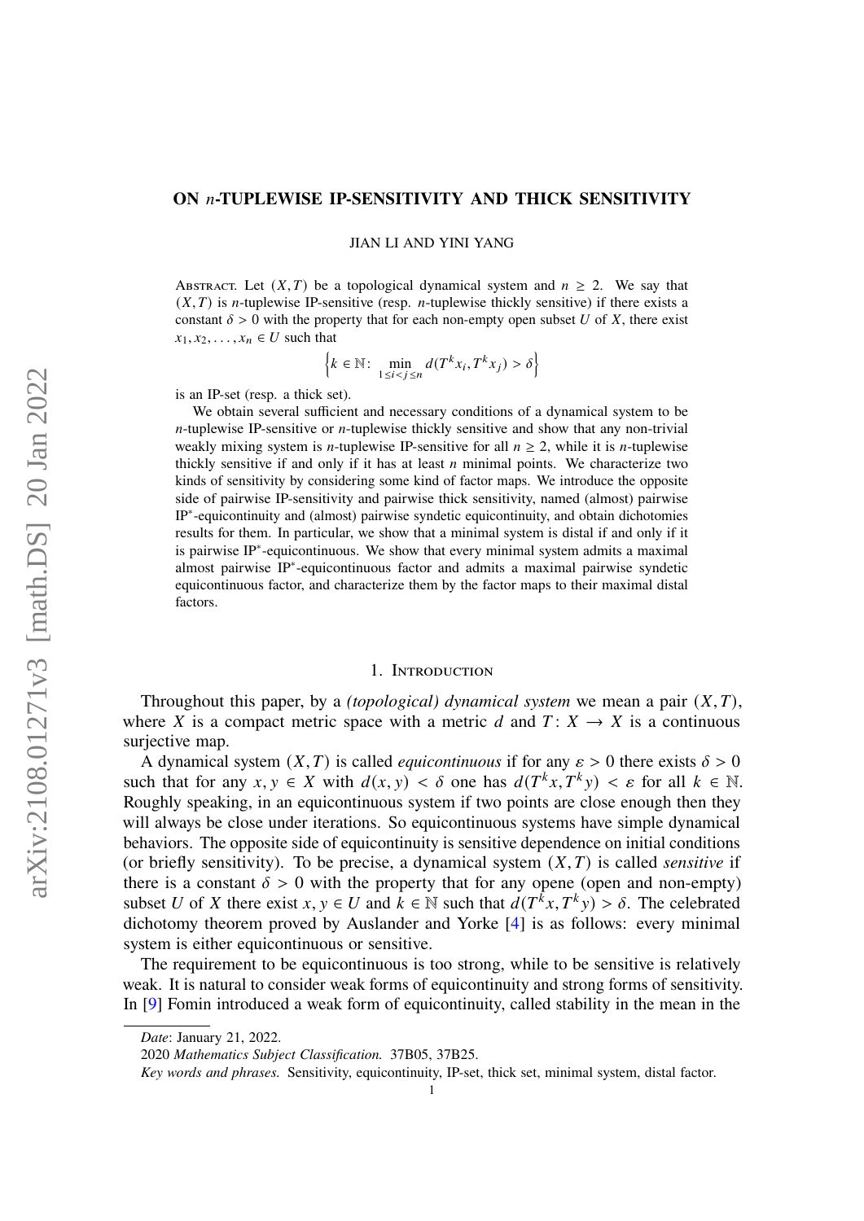# ON $n$-TUPLEWISE IP-SENSITIVITY AND THICK SENSITIVITY

JIAN LI AND YINI YANG

Abstract. Let $(X,T)$ be a topological dynamical system and $n \geq 2$. We say that $(X,T)$ is $n$-tuplewise IP-sensitive (resp. $n$-tuplewise thickly sensitive) if there exists a constant $\delta > 0$ with the property that for each non-empty open subset $U$ of $X$, there exist $x_1, x_2, \dots, x_n \in U$ such that

$$\left\{ k \in \mathbb{N} \colon \min_{1 \leq i < j \leq n} d(T^k x_i, T^k x_j) > \delta \right\}$$

is an IP-set (resp. a thick set).

We obtain several sufficient and necessary conditions of a dynamical system to be $n$-tuplewise IP-sensitive or $n$-tuplewise thickly sensitive and show that any non-trivial weakly mixing system is $n$-tuplewise IP-sensitive for all $n \geq 2$, while it is $n$-tuplewise thickly sensitive if and only if it has at least $n$ minimal points. We characterize two kinds of sensitivity by considering some kind of factor maps. We introduce the opposite side of pairwise IP-sensitivity and pairwise thick sensitivity, named (almost) pairwise IP$^*$-equicontinuity and (almost) pairwise syndetic equicontinuity, and obtain dichotomies results for them. In particular, we show that a minimal system is distal if and only if it is pairwise IP$^*$-equicontinuous. We show that every minimal system admits a maximal almost pairwise IP$^*$-equicontinuous factor and admits a maximal pairwise syndetic equicontinuous factor, and characterize them by the factor maps to their maximal distal factors.

## 1. Introduction

Throughout this paper, by a *(topological) dynamical system* we mean a pair $(X,T)$, where $X$ is a compact metric space with a metric $d$ and $T \colon X \to X$ is a continuous surjective map.

A dynamical system $(X,T)$ is called *equicontinuous* if for any $\varepsilon > 0$ there exists $\delta > 0$ such that for any $x, y \in X$ with $d(x,y) < \delta$ one has $d(T^k x, T^k y) < \varepsilon$ for all $k \in \mathbb{N}$. Roughly speaking, in an equicontinuous system if two points are close enough then they will always be close under iterations. So equicontinuous systems have simple dynamical behaviors. The opposite side of equicontinuity is sensitive dependence on initial conditions (or briefly sensitivity). To be precise, a dynamical system $(X,T)$ is called *sensitive* if there is a constant $\delta > 0$ with the property that for any opene (open and non-empty) subset $U$ of $X$ there exist $x, y \in U$ and $k \in \mathbb{N}$ such that $d(T^k x, T^k y) > \delta$. The celebrated dichotomy theorem proved by Auslander and Yorke [4] is as follows: every minimal system is either equicontinuous or sensitive.

The requirement to be equicontinuous is too strong, while to be sensitive is relatively weak. It is natural to consider weak forms of equicontinuity and strong forms of sensitivity. In [9] Fomin introduced a weak form of equicontinuity, called stability in the mean in the

*Date*: January 21, 2022.

2020 *Mathematics Subject Classification.* 37B05, 37B25.

*Key words and phrases.* Sensitivity, equicontinuity, IP-set, thick set, minimal system, distal factor.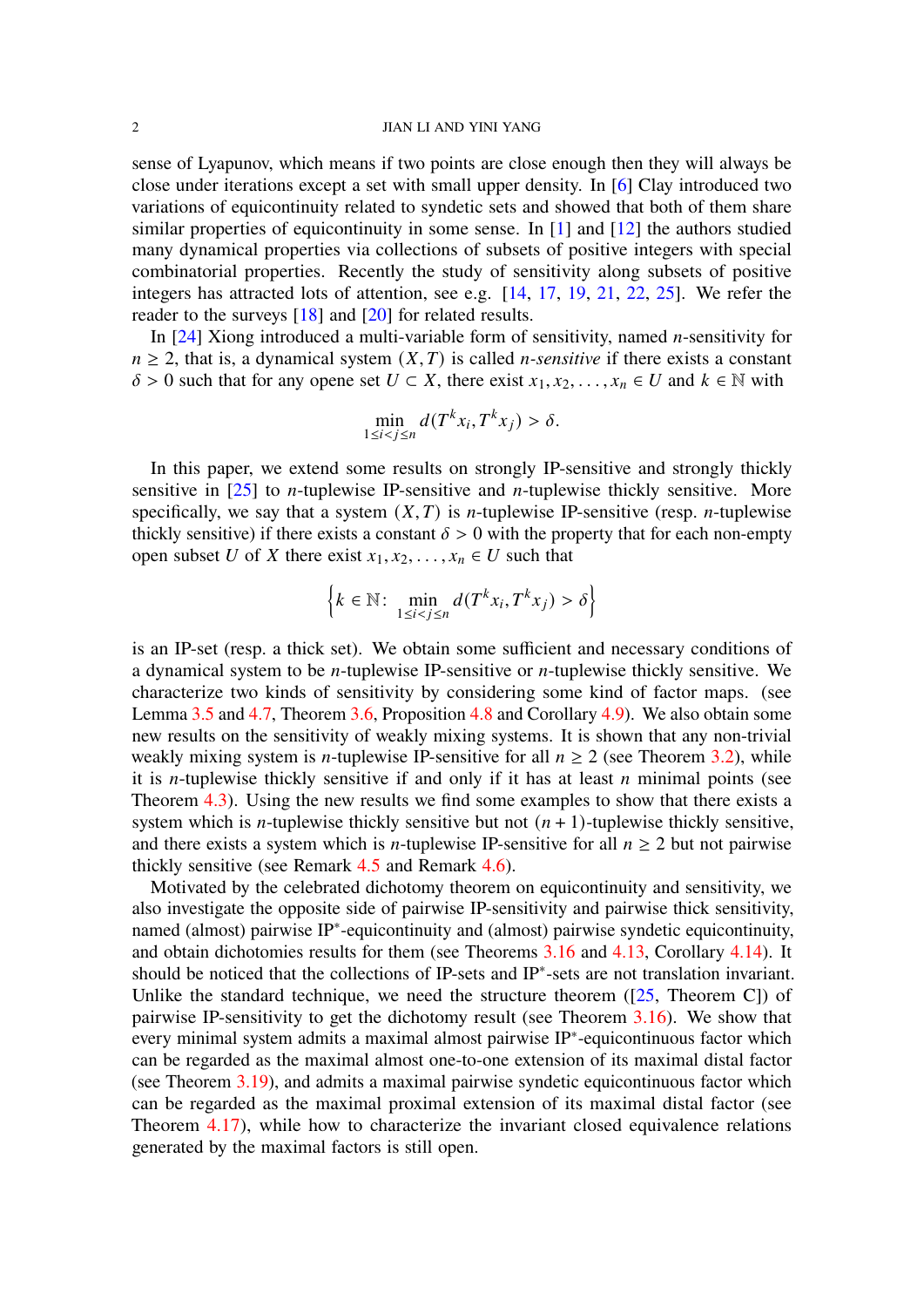sense of Lyapunov, which means if two points are close enough then they will always be close under iterations except a set with small upper density. In [6] Clay introduced two variations of equicontinuity related to syndetic sets and showed that both of them share similar properties of equicontinuity in some sense. In [1] and [12] the authors studied many dynamical properties via collections of subsets of positive integers with special combinatorial properties. Recently the study of sensitivity along subsets of positive integers has attracted lots of attention, see e.g. [14, 17, 19, 21, 22, 25]. We refer the reader to the surveys [18] and [20] for related results.

In [24] Xiong introduced a multi-variable form of sensitivity, named $n$-sensitivity for $n \geq 2$, that is, a dynamical system $(X, T)$ is called *$n$-sensitive* if there exists a constant $\delta > 0$ such that for any opene set $U \subset X$, there exist $x_1, x_2, \ldots, x_n \in U$ and $k \in \mathbb{N}$ with

$$\min_{1 \leq i < j \leq n} d(T^k x_i, T^k x_j) > \delta.$$

In this paper, we extend some results on strongly IP-sensitive and strongly thickly sensitive in [25] to $n$-tuplewise IP-sensitive and $n$-tuplewise thickly sensitive. More specifically, we say that a system $(X, T)$ is $n$-tuplewise IP-sensitive (resp. $n$-tuplewise thickly sensitive) if there exists a constant $\delta > 0$ with the property that for each non-empty open subset $U$ of $X$ there exist $x_1, x_2, \ldots, x_n \in U$ such that

$$\left\{ k \in \mathbb{N} \colon \min_{1 \leq i < j \leq n} d(T^k x_i, T^k x_j) > \delta \right\}$$

is an IP-set (resp. a thick set). We obtain some sufficient and necessary conditions of a dynamical system to be $n$-tuplewise IP-sensitive or $n$-tuplewise thickly sensitive. We characterize two kinds of sensitivity by considering some kind of factor maps. (see Lemma 3.5 and 4.7, Theorem 3.6, Proposition 4.8 and Corollary 4.9). We also obtain some new results on the sensitivity of weakly mixing systems. It is shown that any non-trivial weakly mixing system is $n$-tuplewise IP-sensitive for all $n \geq 2$ (see Theorem 3.2), while it is $n$-tuplewise thickly sensitive if and only if it has at least $n$ minimal points (see Theorem 4.3). Using the new results we find some examples to show that there exists a system which is $n$-tuplewise thickly sensitive but not $(n+1)$-tuplewise thickly sensitive, and there exists a system which is $n$-tuplewise IP-sensitive for all $n \geq 2$ but not pairwise thickly sensitive (see Remark 4.5 and Remark 4.6).

Motivated by the celebrated dichotomy theorem on equicontinuity and sensitivity, we also investigate the opposite side of pairwise IP-sensitivity and pairwise thick sensitivity, named (almost) pairwise IP$^*$-equicontinuity and (almost) pairwise syndetic equicontinuity, and obtain dichotomies results for them (see Theorems 3.16 and 4.13, Corollary 4.14). It should be noticed that the collections of IP-sets and IP$^*$-sets are not translation invariant. Unlike the standard technique, we need the structure theorem ([25, Theorem C]) of pairwise IP-sensitivity to get the dichotomy result (see Theorem 3.16). We show that every minimal system admits a maximal almost pairwise IP$^*$-equicontinuous factor which can be regarded as the maximal almost one-to-one extension of its maximal distal factor (see Theorem 3.19), and admits a maximal pairwise syndetic equicontinuous factor which can be regarded as the maximal proximal extension of its maximal distal factor (see Theorem 4.17), while how to characterize the invariant closed equivalence relations generated by the maximal factors is still open.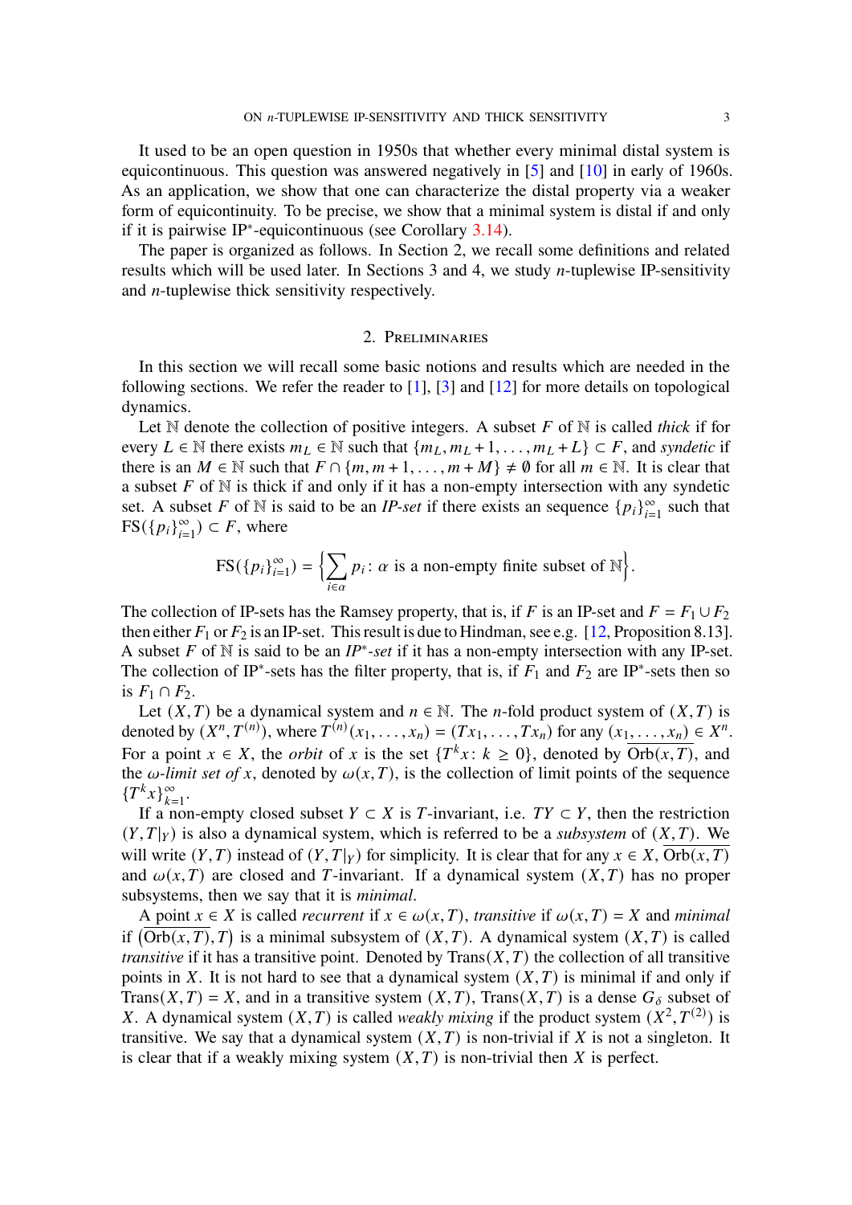It used to be an open question in 1950s that whether every minimal distal system is equicontinuous. This question was answered negatively in [5] and [10] in early of 1960s. As an application, we show that one can characterize the distal property via a weaker form of equicontinuity. To be precise, we show that a minimal system is distal if and only if it is pairwise IP$^*$-equicontinuous (see Corollary 3.14).

The paper is organized as follows. In Section 2, we recall some definitions and related results which will be used later. In Sections 3 and 4, we study $n$-tuplewise IP-sensitivity and $n$-tuplewise thick sensitivity respectively.

## 2. Preliminaries

In this section we will recall some basic notions and results which are needed in the following sections. We refer the reader to [1], [3] and [12] for more details on topological dynamics.

Let $\mathbb{N}$ denote the collection of positive integers. A subset $F$ of $\mathbb{N}$ is called *thick* if for every $L \in \mathbb{N}$ there exists $m_L \in \mathbb{N}$ such that $\{m_L, m_L + 1, \dots, m_L + L\} \subset F$, and *syndetic* if there is an $M \in \mathbb{N}$ such that $F \cap \{m, m+1, \dots, m+M\} \neq \emptyset$ for all $m \in \mathbb{N}$. It is clear that a subset $F$ of $\mathbb{N}$ is thick if and only if it has a non-empty intersection with any syndetic set. A subset $F$ of $\mathbb{N}$ is said to be an *IP-set* if there exists an sequence $\{p_i\}_{i=1}^\infty$ such that $\mathrm{FS}(\{p_i\}_{i=1}^\infty) \subset F$, where

$$\mathrm{FS}(\{p_i\}_{i=1}^\infty) = \Big\{ \sum_{i\in\alpha} p_i \colon \alpha \text{ is a non-empty finite subset of } \mathbb{N} \Big\}.$$

The collection of IP-sets has the Ramsey property, that is, if $F$ is an IP-set and $F = F_1 \cup F_2$ then either $F_1$ or $F_2$ is an IP-set. This result is due to Hindman, see e.g. [12, Proposition 8.13]. A subset $F$ of $\mathbb{N}$ is said to be an *IP$^*$-set* if it has a non-empty intersection with any IP-set. The collection of IP$^*$-sets has the filter property, that is, if $F_1$ and $F_2$ are IP$^*$-sets then so is $F_1 \cap F_2$.

Let $(X, T)$ be a dynamical system and $n \in \mathbb{N}$. The $n$-fold product system of $(X, T)$ is denoted by $(X^n, T^{(n)})$, where $T^{(n)}(x_1, \dots, x_n) = (Tx_1, \dots, Tx_n)$ for any $(x_1, \dots, x_n) \in X^n$. For a point $x \in X$, the *orbit* of $x$ is the set $\{T^k x \colon k \geq 0\}$, denoted by $\overline{\mathrm{Orb}(x, T)}$, and the *$\omega$-limit set of* $x$, denoted by $\omega(x, T)$, is the collection of limit points of the sequence $\{T^k x\}_{k=1}^\infty$.

If a non-empty closed subset $Y \subset X$ is $T$-invariant, i.e. $TY \subset Y$, then the restriction $(Y, T|_Y)$ is also a dynamical system, which is referred to be a *subsystem* of $(X, T)$. We will write $(Y, T)$ instead of $(Y, T|_Y)$ for simplicity. It is clear that for any $x \in X$, $\overline{\mathrm{Orb}(x, T)}$ and $\omega(x, T)$ are closed and $T$-invariant. If a dynamical system $(X, T)$ has no proper subsystems, then we say that it is *minimal*.

A point $x \in X$ is called *recurrent* if $x \in \omega(x, T)$, *transitive* if $\omega(x, T) = X$ and *minimal* if $\big(\overline{\mathrm{Orb}(x, T)}, T\big)$ is a minimal subsystem of $(X, T)$. A dynamical system $(X, T)$ is called *transitive* if it has a transitive point. Denoted by $\mathrm{Trans}(X, T)$ the collection of all transitive points in $X$. It is not hard to see that a dynamical system $(X, T)$ is minimal if and only if $\mathrm{Trans}(X, T) = X$, and in a transitive system $(X, T)$, $\mathrm{Trans}(X, T)$ is a dense $G_\delta$ subset of $X$. A dynamical system $(X, T)$ is called *weakly mixing* if the product system $(X^2, T^{(2)})$ is transitive. We say that a dynamical system $(X, T)$ is non-trivial if $X$ is not a singleton. It is clear that if a weakly mixing system $(X, T)$ is non-trivial then $X$ is perfect.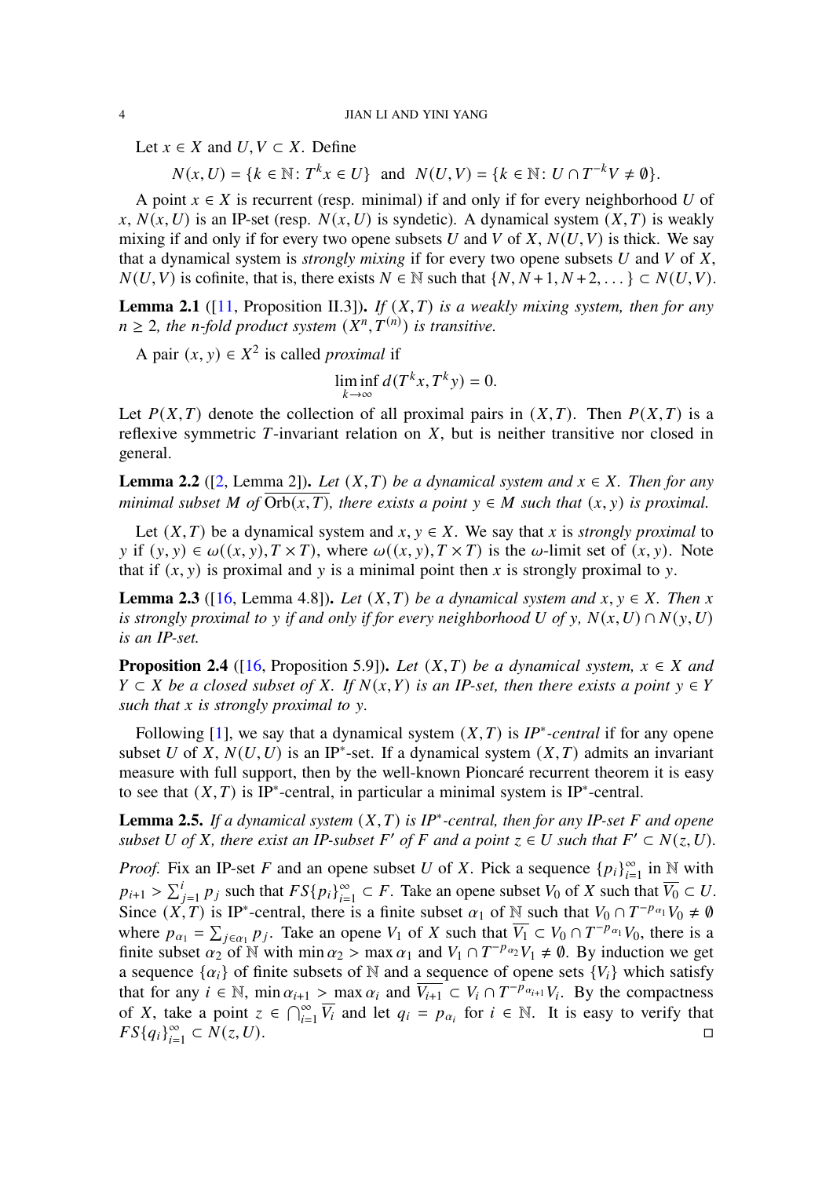Let $x \in X$ and $U, V \subset X$. Define

$$N(x,U) = \{k \in \mathbb{N} \colon T^k x \in U\} \ \text{ and } \ N(U,V) = \{k \in \mathbb{N} \colon U \cap T^{-k} V \neq \emptyset\}.$$

A point $x \in X$ is recurrent (resp. minimal) if and only if for every neighborhood $U$ of $x$, $N(x,U)$ is an IP-set (resp. $N(x,U)$ is syndetic). A dynamical system $(X,T)$ is weakly mixing if and only if for every two opene subsets $U$ and $V$ of $X$, $N(U,V)$ is thick. We say that a dynamical system is *strongly mixing* if for every two opene subsets $U$ and $V$ of $X$, $N(U,V)$ is cofinite, that is, there exists $N \in \mathbb{N}$ such that $\{N, N+1, N+2, \dots\} \subset N(U,V)$.

**Lemma 2.1** ([11, Proposition II.3]). *If $(X,T)$ is a weakly mixing system, then for any $n \geq 2$, the $n$-fold product system $(X^n, T^{(n)})$ is transitive.*

A pair $(x,y) \in X^2$ is called *proximal* if

$$\liminf_{k \to \infty} d(T^k x, T^k y) = 0.$$

Let $P(X,T)$ denote the collection of all proximal pairs in $(X,T)$. Then $P(X,T)$ is a reflexive symmetric $T$-invariant relation on $X$, but is neither transitive nor closed in general.

**Lemma 2.2** ([2, Lemma 2]). *Let $(X,T)$ be a dynamical system and $x \in X$. Then for any minimal subset $M$ of $\overline{\mathrm{Orb}(x,T)}$, there exists a point $y \in M$ such that $(x,y)$ is proximal.*

Let $(X,T)$ be a dynamical system and $x, y \in X$. We say that $x$ is *strongly proximal* to $y$ if $(y,y) \in \omega((x,y), T \times T)$, where $\omega((x,y), T \times T)$ is the $\omega$-limit set of $(x,y)$. Note that if $(x,y)$ is proximal and $y$ is a minimal point then $x$ is strongly proximal to $y$.

**Lemma 2.3** ([16, Lemma 4.8]). *Let $(X,T)$ be a dynamical system and $x, y \in X$. Then $x$ is strongly proximal to $y$ if and only if for every neighborhood $U$ of $y$, $N(x,U) \cap N(y,U)$ is an IP-set.*

**Proposition 2.4** ([16, Proposition 5.9]). *Let $(X,T)$ be a dynamical system, $x \in X$ and $Y \subset X$ be a closed subset of $X$. If $N(x,Y)$ is an IP-set, then there exists a point $y \in Y$ such that $x$ is strongly proximal to $y$.*

Following [1], we say that a dynamical system $(X,T)$ is *IP$^*$-central* if for any opene subset $U$ of $X$, $N(U,U)$ is an IP$^*$-set. If a dynamical system $(X,T)$ admits an invariant measure with full support, then by the well-known Pioncaré recurrent theorem it is easy to see that $(X,T)$ is IP$^*$-central, in particular a minimal system is IP$^*$-central.

**Lemma 2.5.** *If a dynamical system $(X,T)$ is IP$^*$-central, then for any IP-set $F$ and opene subset $U$ of $X$, there exist an IP-subset $F'$ of $F$ and a point $z \in U$ such that $F' \subset N(z,U)$.*

*Proof.* Fix an IP-set $F$ and an opene subset $U$ of $X$. Pick a sequence $\{p_i\}_{i=1}^\infty$ in $\mathbb{N}$ with $p_{i+1} > \sum_{j=1}^{i} p_j$ such that $FS\{p_i\}_{i=1}^\infty \subset F$. Take an opene subset $V_0$ of $X$ such that $\overline{V_0} \subset U$. Since $(X,T)$ is IP$^*$-central, there is a finite subset $\alpha_1$ of $\mathbb{N}$ such that $V_0 \cap T^{-p_{\alpha_1}} V_0 \neq \emptyset$ where $p_{\alpha_1} = \sum_{j \in \alpha_1} p_j$. Take an opene $V_1$ of $X$ such that $\overline{V_1} \subset V_0 \cap T^{-p_{\alpha_1}} V_0$, there is a finite subset $\alpha_2$ of $\mathbb{N}$ with $\min \alpha_2 > \max \alpha_1$ and $V_1 \cap T^{-p_{\alpha_2}} V_1 \neq \emptyset$. By induction we get a sequence $\{\alpha_i\}$ of finite subsets of $\mathbb{N}$ and a sequence of open sets $\{V_i\}$ which satisfy that for any $i \in \mathbb{N}$, $\min \alpha_{i+1} > \max \alpha_i$ and $\overline{V_{i+1}} \subset V_i \cap T^{-p_{\alpha_{i+1}}} V_i$. By the compactness of $X$, take a point $z \in \bigcap_{i=1}^\infty \overline{V_i}$ and let $q_i = p_{\alpha_i}$ for $i \in \mathbb{N}$. It is easy to verify that $FS\{q_i\}_{i=1}^\infty \subset N(z,U)$. $\square$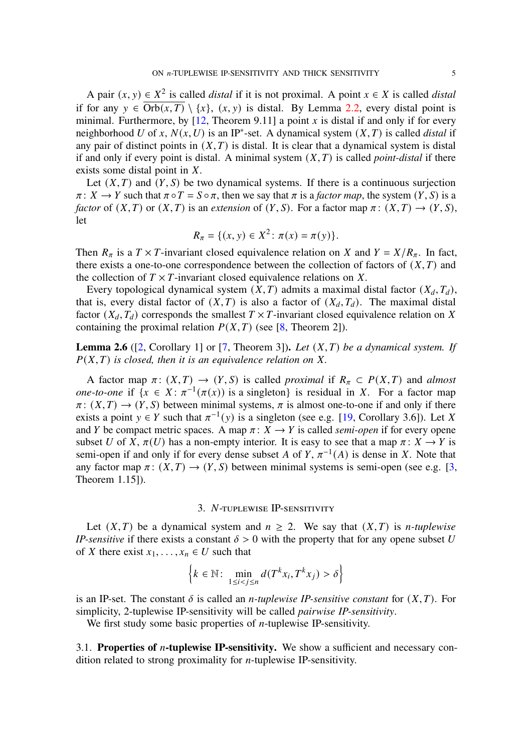A pair $(x, y) \in X^2$ is called *distal* if it is not proximal. A point $x \in X$ is called *distal* if for any $y \in \overline{\mathrm{Orb}(x, T)} \setminus \{x\}$, $(x, y)$ is distal. By Lemma 2.2, every distal point is minimal. Furthermore, by [12, Theorem 9.11] a point $x$ is distal if and only if for every neighborhood $U$ of $x$, $N(x, U)$ is an IP$^*$-set. A dynamical system $(X, T)$ is called *distal* if any pair of distinct points in $(X, T)$ is distal. It is clear that a dynamical system is distal if and only if every point is distal. A minimal system $(X, T)$ is called *point-distal* if there exists some distal point in $X$.

Let $(X, T)$ and $(Y, S)$ be two dynamical systems. If there is a continuous surjection $\pi \colon X \to Y$ such that $\pi \circ T = S \circ \pi$, then we say that $\pi$ is a *factor map*, the system $(Y, S)$ is a *factor* of $(X, T)$ or $(X, T)$ is an *extension* of $(Y, S)$. For a factor map $\pi \colon (X, T) \to (Y, S)$, let

$$R_\pi = \{(x, y) \in X^2 \colon \pi(x) = \pi(y)\}.$$

Then $R_\pi$ is a $T \times T$-invariant closed equivalence relation on $X$ and $Y = X/R_\pi$. In fact, there exists a one-to-one correspondence between the collection of factors of $(X, T)$ and the collection of $T \times T$-invariant closed equivalence relations on $X$.

Every topological dynamical system $(X, T)$ admits a maximal distal factor $(X_d, T_d)$, that is, every distal factor of $(X, T)$ is also a factor of $(X_d, T_d)$. The maximal distal factor $(X_d, T_d)$ corresponds the smallest $T \times T$-invariant closed equivalence relation on $X$ containing the proximal relation $P(X, T)$ (see [8, Theorem 2]).

**Lemma 2.6** ([2, Corollary 1] or [7, Theorem 3]). *Let $(X, T)$ be a dynamical system. If $P(X, T)$ is closed, then it is an equivalence relation on $X$.*

A factor map $\pi \colon (X, T) \to (Y, S)$ is called *proximal* if $R_\pi \subset P(X, T)$ and *almost one-to-one* if $\{x \in X \colon \pi^{-1}(\pi(x))$ is a singleton$\}$ is residual in $X$. For a factor map $\pi \colon (X, T) \to (Y, S)$ between minimal systems, $\pi$ is almost one-to-one if and only if there exists a point $y \in Y$ such that $\pi^{-1}(y)$ is a singleton (see e.g. [19, Corollary 3.6]). Let $X$ and $Y$ be compact metric spaces. A map $\pi \colon X \to Y$ is called *semi-open* if for every opene subset $U$ of $X$, $\pi(U)$ has a non-empty interior. It is easy to see that a map $\pi \colon X \to Y$ is semi-open if and only if for every dense subset $A$ of $Y$, $\pi^{-1}(A)$ is dense in $X$. Note that any factor map $\pi \colon (X, T) \to (Y, S)$ between minimal systems is semi-open (see e.g. [3, Theorem 1.15]).

## 3. $N$-tuplewise IP-sensitivity

Let $(X, T)$ be a dynamical system and $n \geq 2$. We say that $(X, T)$ is *$n$-tuplewise IP-sensitive* if there exists a constant $\delta > 0$ with the property that for any opene subset $U$ of $X$ there exist $x_1, \dots, x_n \in U$ such that

$$\left\{k \in \mathbb{N} \colon \min_{1 \leq i < j \leq n} d(T^k x_i, T^k x_j) > \delta\right\}$$

is an IP-set. The constant $\delta$ is called an *$n$-tuplewise IP-sensitive constant* for $(X, T)$. For simplicity, 2-tuplewise IP-sensitivity will be called *pairwise IP-sensitivity*.

We first study some basic properties of $n$-tuplewise IP-sensitivity.

### 3.1. Properties of $n$-tuplewise IP-sensitivity.

We show a sufficient and necessary condition related to strong proximality for $n$-tuplewise IP-sensitivity.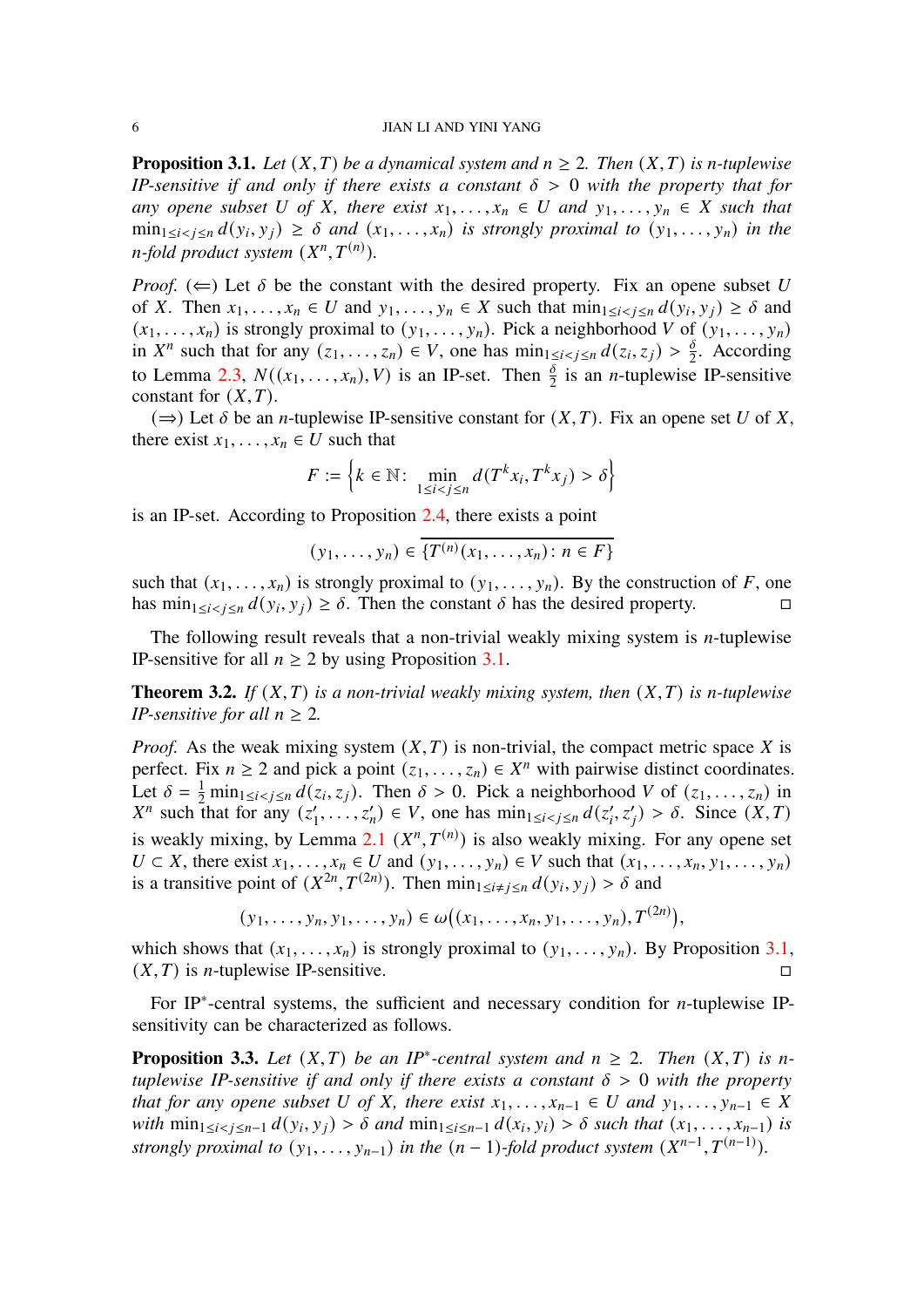**Proposition 3.1.** *Let $(X,T)$ be a dynamical system and $n \geq 2$. Then $(X,T)$ is $n$-tuplewise IP-sensitive if and only if there exists a constant $\delta > 0$ with the property that for any opene subset $U$ of $X$, there exist $x_1, \dots, x_n \in U$ and $y_1, \dots, y_n \in X$ such that $\min_{1 \leq i < j \leq n} d(y_i, y_j) \geq \delta$ and $(x_1, \dots, x_n)$ is strongly proximal to $(y_1, \dots, y_n)$ in the $n$-fold product system $(X^n, T^{(n)})$.*

*Proof.* ($\Leftarrow$) Let $\delta$ be the constant with the desired property. Fix an opene subset $U$ of $X$. Then $x_1, \dots, x_n \in U$ and $y_1, \dots, y_n \in X$ such that $\min_{1 \leq i < j \leq n} d(y_i, y_j) \geq \delta$ and $(x_1, \dots, x_n)$ is strongly proximal to $(y_1, \dots, y_n)$. Pick a neighborhood $V$ of $(y_1, \dots, y_n)$ in $X^n$ such that for any $(z_1, \dots, z_n) \in V$, one has $\min_{1 \leq i < j \leq n} d(z_i, z_j) > \frac{\delta}{2}$. According to Lemma 2.3, $N((x_1, \dots, x_n), V)$ is an IP-set. Then $\frac{\delta}{2}$ is an $n$-tuplewise IP-sensitive constant for $(X,T)$.

($\Rightarrow$) Let $\delta$ be an $n$-tuplewise IP-sensitive constant for $(X,T)$. Fix an opene set $U$ of $X$, there exist $x_1, \dots, x_n \in U$ such that

$$F := \left\{ k \in \mathbb{N} \colon \min_{1 \leq i < j \leq n} d(T^k x_i, T^k x_j) > \delta \right\}$$

is an IP-set. According to Proposition 2.4, there exists a point

$$(y_1, \dots, y_n) \in \overline{\{T^{(n)}(x_1, \dots, x_n) \colon n \in F\}}$$

such that $(x_1, \dots, x_n)$ is strongly proximal to $(y_1, \dots, y_n)$. By the construction of $F$, one has $\min_{1 \leq i < j \leq n} d(y_i, y_j) \geq \delta$. Then the constant $\delta$ has the desired property. $\square$

The following result reveals that a non-trivial weakly mixing system is $n$-tuplewise IP-sensitive for all $n \geq 2$ by using Proposition 3.1.

**Theorem 3.2.** *If $(X,T)$ is a non-trivial weakly mixing system, then $(X,T)$ is $n$-tuplewise IP-sensitive for all $n \geq 2$.*

*Proof.* As the weak mixing system $(X,T)$ is non-trivial, the compact metric space $X$ is perfect. Fix $n \geq 2$ and pick a point $(z_1, \dots, z_n) \in X^n$ with pairwise distinct coordinates. Let $\delta = \frac{1}{2} \min_{1 \leq i < j \leq n} d(z_i, z_j)$. Then $\delta > 0$. Pick a neighborhood $V$ of $(z_1, \dots, z_n)$ in $X^n$ such that for any $(z'_1, \dots, z'_n) \in V$, one has $\min_{1 \leq i < j \leq n} d(z'_i, z'_j) > \delta$. Since $(X,T)$ is weakly mixing, by Lemma 2.1 $(X^n, T^{(n)})$ is also weakly mixing. For any opene set $U \subset X$, there exist $x_1, \dots, x_n \in U$ and $(y_1, \dots, y_n) \in V$ such that $(x_1, \dots, x_n, y_1, \dots, y_n)$ is a transitive point of $(X^{2n}, T^{(2n)})$. Then $\min_{1 \leq i \neq j \leq n} d(y_i, y_j) > \delta$ and

$$(y_1, \dots, y_n, y_1, \dots, y_n) \in \omega\big((x_1, \dots, x_n, y_1, \dots, y_n), T^{(2n)}\big),$$

which shows that $(x_1, \dots, x_n)$ is strongly proximal to $(y_1, \dots, y_n)$. By Proposition 3.1, $(X,T)$ is $n$-tuplewise IP-sensitive. $\square$

For IP$^*$-central systems, the sufficient and necessary condition for $n$-tuplewise IP-sensitivity can be characterized as follows.

**Proposition 3.3.** *Let $(X,T)$ be an IP$^*$-central system and $n \geq 2$. Then $(X,T)$ is $n$-tuplewise IP-sensitive if and only if there exists a constant $\delta > 0$ with the property that for any opene subset $U$ of $X$, there exist $x_1, \dots, x_{n-1} \in U$ and $y_1, \dots, y_{n-1} \in X$ with $\min_{1 \leq i < j \leq n-1} d(y_i, y_j) > \delta$ and $\min_{1 \leq i \leq n-1} d(x_i, y_i) > \delta$ such that $(x_1, \dots, x_{n-1})$ is strongly proximal to $(y_1, \dots, y_{n-1})$ in the $(n-1)$-fold product system $(X^{n-1}, T^{(n-1)})$.*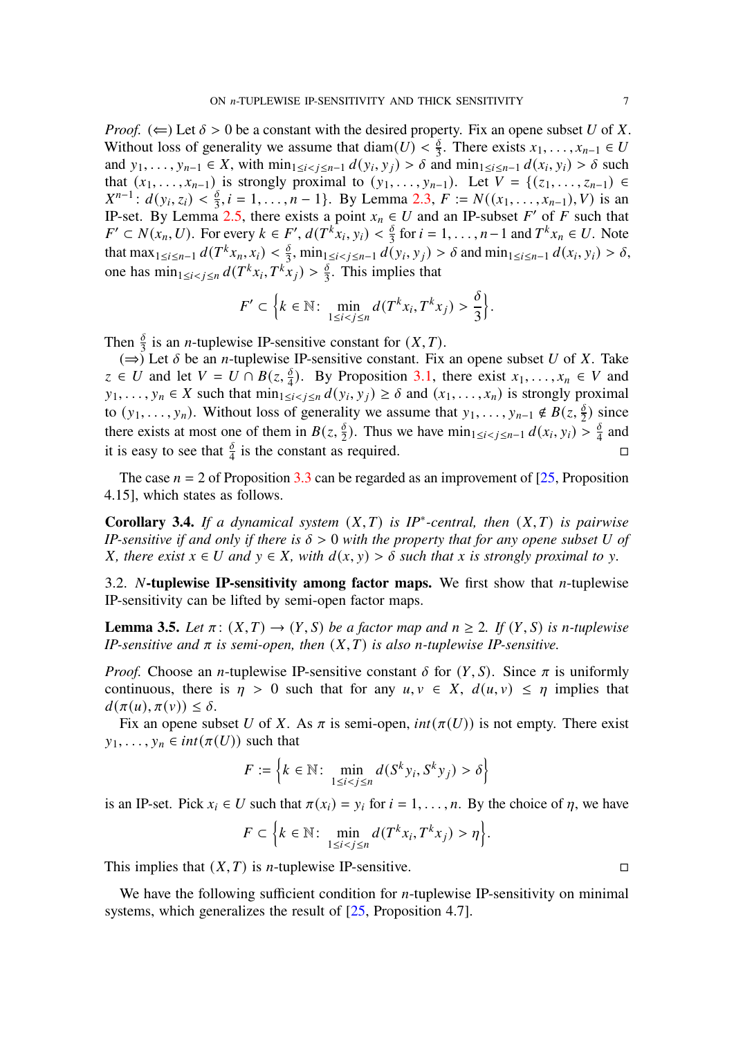*Proof.* ($\Longleftarrow$) Let $\delta > 0$ be a constant with the desired property. Fix an opene subset $U$ of $X$. Without loss of generality we assume that $\mathrm{diam}(U) < \frac{\delta}{3}$. There exists $x_1, \ldots, x_{n-1} \in U$ and $y_1, \ldots, y_{n-1} \in X$, with $\min_{1\le i<j\le n-1} d(y_i, y_j) > \delta$ and $\min_{1\le i\le n-1} d(x_i, y_i) > \delta$ such that $(x_1, \ldots, x_{n-1})$ is strongly proximal to $(y_1, \ldots, y_{n-1})$. Let $V = \{(z_1, \ldots, z_{n-1}) \in X^{n-1} \colon d(y_i, z_i) < \frac{\delta}{3}, i = 1, \ldots, n-1\}$. By Lemma 2.3, $F := N((x_1, \ldots, x_{n-1}), V)$ is an IP-set. By Lemma 2.5, there exists a point $x_n \in U$ and an IP-subset $F'$ of $F$ such that $F' \subset N(x_n, U)$. For every $k \in F'$, $d(T^k x_i, y_i) < \frac{\delta}{3}$ for $i = 1, \ldots, n-1$ and $T^k x_n \in U$. Note that $\max_{1\le i\le n-1} d(T^k x_n, x_i) < \frac{\delta}{3}$, $\min_{1\le i<j\le n-1} d(y_i, y_j) > \delta$ and $\min_{1\le i\le n-1} d(x_i, y_i) > \delta$, one has $\min_{1\le i<j\le n} d(T^k x_i, T^k x_j) > \frac{\delta}{3}$. This implies that

$$F' \subset \left\{k \in \mathbb{N} \colon \min_{1\le i<j\le n} d(T^k x_i, T^k x_j) > \frac{\delta}{3}\right\}.$$

Then $\frac{\delta}{3}$ is an $n$-tuplewise IP-sensitive constant for $(X, T)$.

($\Longrightarrow$) Let $\delta$ be an $n$-tuplewise IP-sensitive constant. Fix an opene subset $U$ of $X$. Take $z \in U$ and let $V = U \cap B(z, \frac{\delta}{4})$. By Proposition 3.1, there exist $x_1, \ldots, x_n \in V$ and $y_1, \ldots, y_n \in X$ such that $\min_{1\le i<j\le n} d(y_i, y_j) \ge \delta$ and $(x_1, \ldots, x_n)$ is strongly proximal to $(y_1, \ldots, y_n)$. Without loss of generality we assume that $y_1, \ldots, y_{n-1} \notin B(z, \frac{\delta}{2})$ since there exists at most one of them in $B(z, \frac{\delta}{2})$. Thus we have $\min_{1\le i<j\le n-1} d(x_i, y_i) > \frac{\delta}{4}$ and it is easy to see that $\frac{\delta}{4}$ is the constant as required. $\square$

The case $n = 2$ of Proposition 3.3 can be regarded as an improvement of [25, Proposition 4.15], which states as follows.

**Corollary 3.4.** *If a dynamical system $(X, T)$ is IP$^*$-central, then $(X, T)$ is pairwise IP-sensitive if and only if there is $\delta > 0$ with the property that for any opene subset $U$ of $X$, there exist $x \in U$ and $y \in X$, with $d(x, y) > \delta$ such that $x$ is strongly proximal to $y$.*

### 3.2. $N$-tuplewise IP-sensitivity among factor maps.

We first show that $n$-tuplewise IP-sensitivity can be lifted by semi-open factor maps.

**Lemma 3.5.** *Let $\pi \colon (X, T) \to (Y, S)$ be a factor map and $n \ge 2$. If $(Y, S)$ is $n$-tuplewise IP-sensitive and $\pi$ is semi-open, then $(X, T)$ is also $n$-tuplewise IP-sensitive.*

*Proof.* Choose an $n$-tuplewise IP-sensitive constant $\delta$ for $(Y, S)$. Since $\pi$ is uniformly continuous, there is $\eta > 0$ such that for any $u, v \in X$, $d(u, v) \le \eta$ implies that $d(\pi(u), \pi(v)) \le \delta$.

Fix an opene subset $U$ of $X$. As $\pi$ is semi-open, $int(\pi(U))$ is not empty. There exist $y_1, \ldots, y_n \in int(\pi(U))$ such that

$$F := \left\{k \in \mathbb{N} \colon \min_{1\le i<j\le n} d(S^k y_i, S^k y_j) > \delta\right\}$$

is an IP-set. Pick $x_i \in U$ such that $\pi(x_i) = y_i$ for $i = 1, \ldots, n$. By the choice of $\eta$, we have

$$F \subset \left\{k \in \mathbb{N} \colon \min_{1\le i<j\le n} d(T^k x_i, T^k x_j) > \eta\right\}.$$

This implies that $(X, T)$ is $n$-tuplewise IP-sensitive. $\square$

We have the following sufficient condition for $n$-tuplewise IP-sensitivity on minimal systems, which generalizes the result of [25, Proposition 4.7].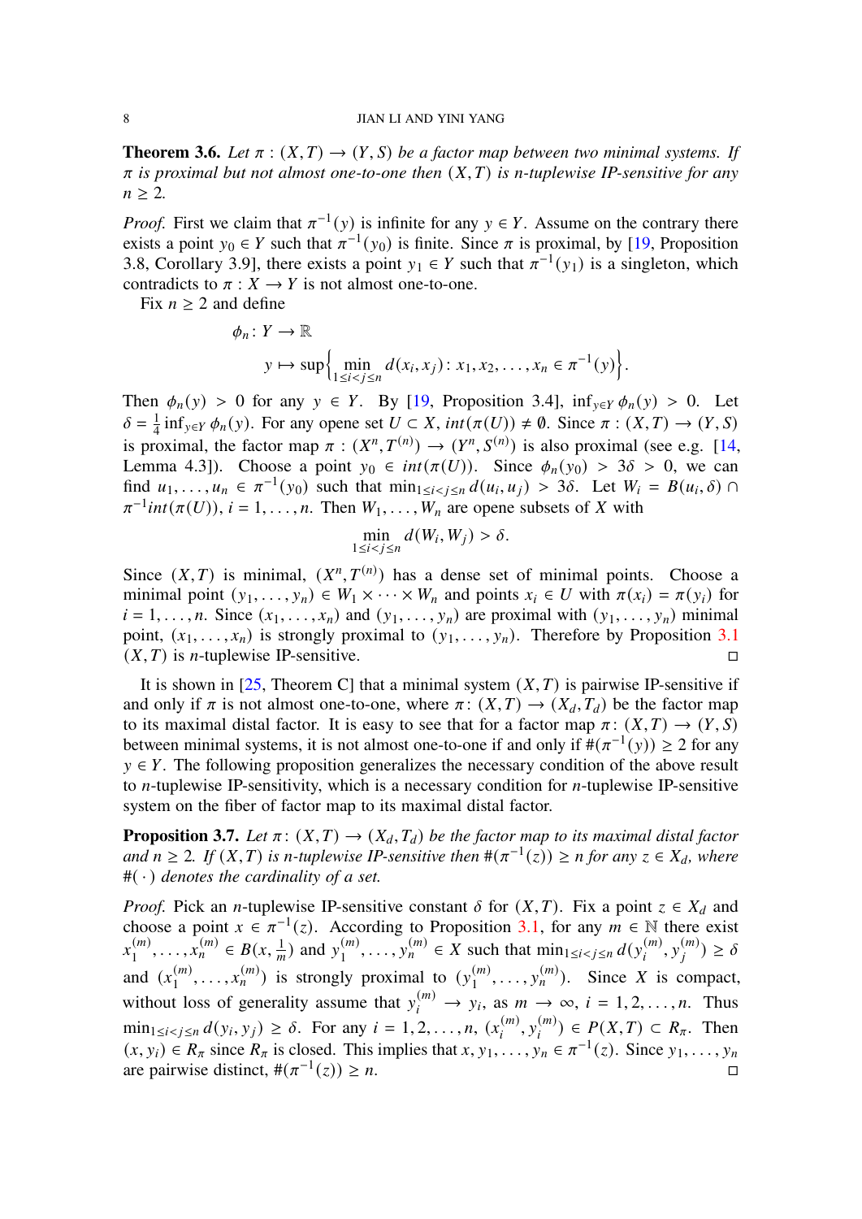**Theorem 3.6.** *Let $\pi : (X,T) \to (Y,S)$ be a factor map between two minimal systems. If $\pi$ is proximal but not almost one-to-one then $(X,T)$ is $n$-tuplewise IP-sensitive for any $n \geq 2$.*

*Proof.* First we claim that $\pi^{-1}(y)$ is infinite for any $y \in Y$. Assume on the contrary there exists a point $y_0 \in Y$ such that $\pi^{-1}(y_0)$ is finite. Since $\pi$ is proximal, by [19, Proposition 3.8, Corollary 3.9], there exists a point $y_1 \in Y$ such that $\pi^{-1}(y_1)$ is a singleton, which contradicts to $\pi : X \to Y$ is not almost one-to-one.

Fix $n \geq 2$ and define

$$\begin{aligned} \phi_n \colon Y &\to \mathbb{R} \\ y &\mapsto \sup\Big\{ \min_{1\leq i<j\leq n} d(x_i, x_j) \colon x_1, x_2, \dots, x_n \in \pi^{-1}(y) \Big\}. \end{aligned}$$

Then $\phi_n(y) > 0$ for any $y \in Y$. By [19, Proposition 3.4], $\inf_{y\in Y} \phi_n(y) > 0$. Let $\delta = \frac{1}{4} \inf_{y\in Y} \phi_n(y)$. For any opene set $U \subset X$, $int(\pi(U)) \neq \emptyset$. Since $\pi : (X,T) \to (Y,S)$ is proximal, the factor map $\pi : (X^n, T^{(n)}) \to (Y^n, S^{(n)})$ is also proximal (see e.g. [14, Lemma 4.3]). Choose a point $y_0 \in int(\pi(U))$. Since $\phi_n(y_0) > 3\delta > 0$, we can find $u_1, \dots, u_n \in \pi^{-1}(y_0)$ such that $\min_{1\leq i<j\leq n} d(u_i, u_j) > 3\delta$. Let $W_i = B(u_i, \delta) \cap \pi^{-1} int(\pi(U))$, $i = 1, \dots, n$. Then $W_1, \dots, W_n$ are opene subsets of $X$ with

$$\min_{1\leq i<j\leq n} d(W_i, W_j) > \delta.$$

Since $(X,T)$ is minimal, $(X^n, T^{(n)})$ has a dense set of minimal points. Choose a minimal point $(y_1, \dots, y_n) \in W_1 \times \dots \times W_n$ and points $x_i \in U$ with $\pi(x_i) = \pi(y_i)$ for $i = 1, \dots, n$. Since $(x_1, \dots, x_n)$ and $(y_1, \dots, y_n)$ are proximal with $(y_1, \dots, y_n)$ minimal point, $(x_1, \dots, x_n)$ is strongly proximal to $(y_1, \dots, y_n)$. Therefore by Proposition 3.1 $(X,T)$ is $n$-tuplewise IP-sensitive. □

It is shown in [25, Theorem C] that a minimal system $(X,T)$ is pairwise IP-sensitive if and only if $\pi$ is not almost one-to-one, where $\pi \colon (X,T) \to (X_d, T_d)$ be the factor map to its maximal distal factor. It is easy to see that for a factor map $\pi \colon (X,T) \to (Y,S)$ between minimal systems, it is not almost one-to-one if and only if $\#(\pi^{-1}(y)) \geq 2$ for any $y \in Y$. The following proposition generalizes the necessary condition of the above result to $n$-tuplewise IP-sensitivity, which is a necessary condition for $n$-tuplewise IP-sensitive system on the fiber of factor map to its maximal distal factor.

**Proposition 3.7.** *Let $\pi \colon (X,T) \to (X_d, T_d)$ be the factor map to its maximal distal factor and $n \geq 2$. If $(X,T)$ is $n$-tuplewise IP-sensitive then $\#(\pi^{-1}(z)) \geq n$ for any $z \in X_d$, where $\#(\cdot)$ denotes the cardinality of a set.*

*Proof.* Pick an $n$-tuplewise IP-sensitive constant $\delta$ for $(X,T)$. Fix a point $z \in X_d$ and choose a point $x \in \pi^{-1}(z)$. According to Proposition 3.1, for any $m \in \mathbb{N}$ there exist $x_1^{(m)}, \dots, x_n^{(m)} \in B(x, \frac{1}{m})$ and $y_1^{(m)}, \dots, y_n^{(m)} \in X$ such that $\min_{1\leq i<j\leq n} d(y_i^{(m)}, y_j^{(m)}) \geq \delta$ and $(x_1^{(m)}, \dots, x_n^{(m)})$ is strongly proximal to $(y_1^{(m)}, \dots, y_n^{(m)})$. Since $X$ is compact, without loss of generality assume that $y_i^{(m)} \to y_i$, as $m \to \infty$, $i = 1, 2, \dots, n$. Thus $\min_{1\leq i<j\leq n} d(y_i, y_j) \geq \delta$. For any $i = 1, 2, \dots, n$, $(x_i^{(m)}, y_i^{(m)}) \in P(X,T) \subset R_\pi$. Then $(x, y_i) \in R_\pi$ since $R_\pi$ is closed. This implies that $x, y_1, \dots, y_n \in \pi^{-1}(z)$. Since $y_1, \dots, y_n$ are pairwise distinct, $\#(\pi^{-1}(z)) \geq n$. □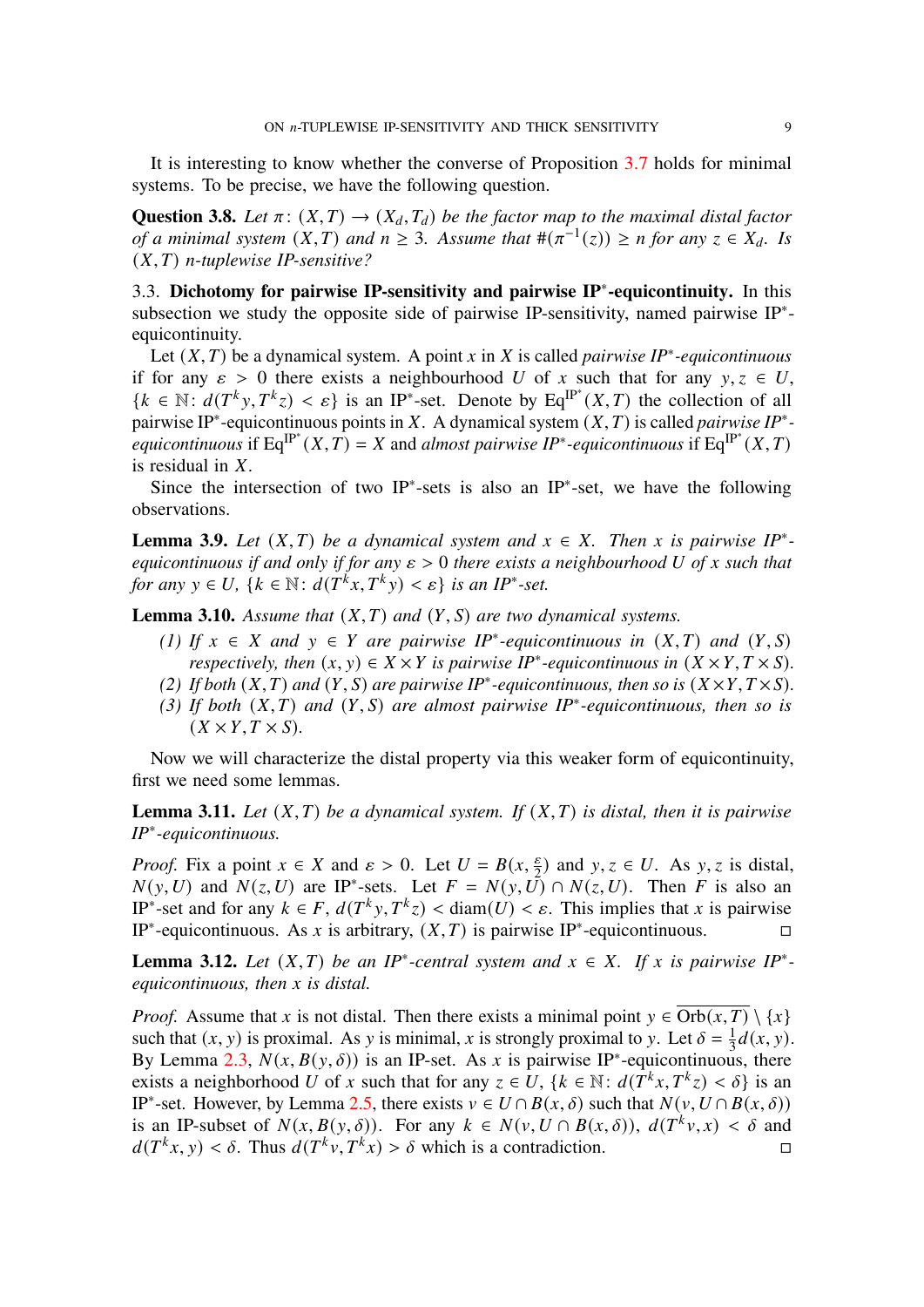It is interesting to know whether the converse of Proposition 3.7 holds for minimal systems. To be precise, we have the following question.

**Question 3.8.** *Let $\pi\colon (X,T) \to (X_d, T_d)$ be the factor map to the maximal distal factor of a minimal system $(X,T)$ and $n \geq 3$. Assume that $\#(\pi^{-1}(z)) \geq n$ for any $z \in X_d$. Is $(X,T)$ $n$-tuplewise IP-sensitive?*

### 3.3. Dichotomy for pairwise IP-sensitivity and pairwise IP$^*$-equicontinuity.

In this subsection we study the opposite side of pairwise IP-sensitivity, named pairwise IP$^*$-equicontinuity.

Let $(X,T)$ be a dynamical system. A point $x$ in $X$ is called *pairwise IP$^*$-equicontinuous* if for any $\varepsilon > 0$ there exists a neighbourhood $U$ of $x$ such that for any $y, z \in U$, $\{k \in \mathbb{N}\colon d(T^k y, T^k z) < \varepsilon\}$ is an IP$^*$-set. Denote by $\mathrm{Eq}^{\mathrm{IP}^*}(X,T)$ the collection of all pairwise IP$^*$-equicontinuous points in $X$. A dynamical system $(X,T)$ is called *pairwise IP$^*$-equicontinuous* if $\mathrm{Eq}^{\mathrm{IP}^*}(X,T) = X$ and *almost pairwise IP$^*$-equicontinuous* if $\mathrm{Eq}^{\mathrm{IP}^*}(X,T)$ is residual in $X$.

Since the intersection of two IP$^*$-sets is also an IP$^*$-set, we have the following observations.

**Lemma 3.9.** *Let $(X,T)$ be a dynamical system and $x \in X$. Then $x$ is pairwise IP$^*$-equicontinuous if and only if for any $\varepsilon > 0$ there exists a neighbourhood $U$ of $x$ such that for any $y \in U$, $\{k \in \mathbb{N}\colon d(T^k x, T^k y) < \varepsilon\}$ is an IP$^*$-set.*

**Lemma 3.10.** *Assume that $(X,T)$ and $(Y,S)$ are two dynamical systems.*

1. *If $x \in X$ and $y \in Y$ are pairwise IP$^*$-equicontinuous in $(X,T)$ and $(Y,S)$ respectively, then $(x,y) \in X \times Y$ is pairwise IP$^*$-equicontinuous in $(X \times Y, T \times S)$.*
2. *If both $(X,T)$ and $(Y,S)$ are pairwise IP$^*$-equicontinuous, then so is $(X \times Y, T \times S)$.*
3. *If both $(X,T)$ and $(Y,S)$ are almost pairwise IP$^*$-equicontinuous, then so is $(X \times Y, T \times S)$.*

Now we will characterize the distal property via this weaker form of equicontinuity, first we need some lemmas.

**Lemma 3.11.** *Let $(X,T)$ be a dynamical system. If $(X,T)$ is distal, then it is pairwise IP$^*$-equicontinuous.*

*Proof.* Fix a point $x \in X$ and $\varepsilon > 0$. Let $U = B(x, \frac{\varepsilon}{2})$ and $y, z \in U$. As $y, z$ is distal, $N(y,U)$ and $N(z,U)$ are IP$^*$-sets. Let $F = N(y,U) \cap N(z,U)$. Then $F$ is also an IP$^*$-set and for any $k \in F$, $d(T^k y, T^k z) < \mathrm{diam}(U) < \varepsilon$. This implies that $x$ is pairwise IP$^*$-equicontinuous. As $x$ is arbitrary, $(X,T)$ is pairwise IP$^*$-equicontinuous. □

**Lemma 3.12.** *Let $(X,T)$ be an IP$^*$-central system and $x \in X$. If $x$ is pairwise IP$^*$-equicontinuous, then $x$ is distal.*

*Proof.* Assume that $x$ is not distal. Then there exists a minimal point $y \in \overline{\mathrm{Orb}(x,T)} \setminus \{x\}$ such that $(x,y)$ is proximal. As $y$ is minimal, $x$ is strongly proximal to $y$. Let $\delta = \frac{1}{3} d(x,y)$. By Lemma 2.3, $N(x, B(y,\delta))$ is an IP-set. As $x$ is pairwise IP$^*$-equicontinuous, there exists a neighborhood $U$ of $x$ such that for any $z \in U$, $\{k \in \mathbb{N}\colon d(T^k x, T^k z) < \delta\}$ is an IP$^*$-set. However, by Lemma 2.5, there exists $v \in U \cap B(x,\delta)$ such that $N(v, U \cap B(x,\delta))$ is an IP-subset of $N(x, B(y,\delta))$. For any $k \in N(v, U \cap B(x,\delta))$, $d(T^k v, x) < \delta$ and $d(T^k x, y) < \delta$. Thus $d(T^k v, T^k x) > \delta$ which is a contradiction. □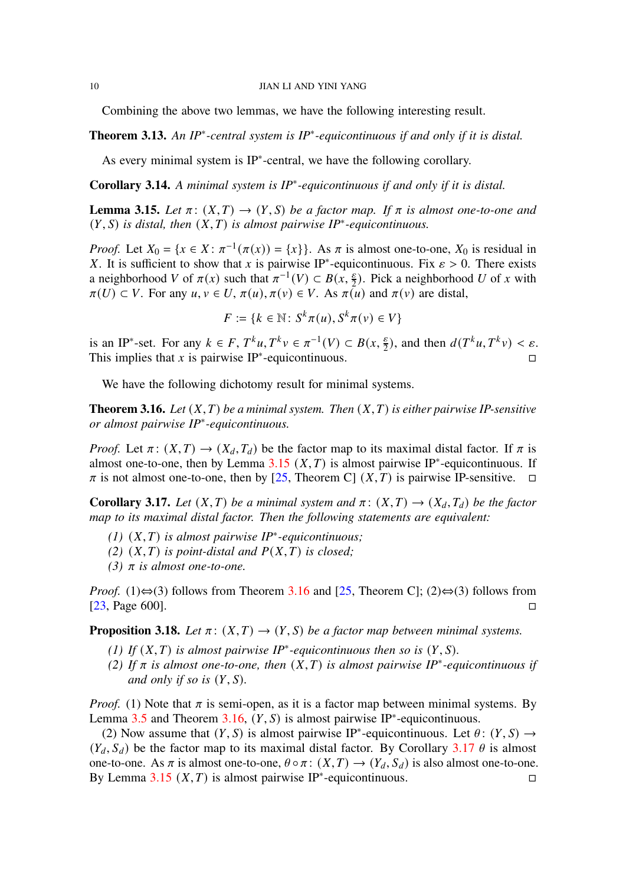Combining the above two lemmas, we have the following interesting result.

**Theorem 3.13.** *An IP$^*$-central system is IP$^*$-equicontinuous if and only if it is distal.*

As every minimal system is IP$^*$-central, we have the following corollary.

**Corollary 3.14.** *A minimal system is IP$^*$-equicontinuous if and only if it is distal.*

**Lemma 3.15.** *Let $\pi\colon (X,T)\to (Y,S)$ be a factor map. If $\pi$ is almost one-to-one and $(Y,S)$ is distal, then $(X,T)$ is almost pairwise IP$^*$-equicontinuous.*

*Proof.* Let $X_0=\{x\in X\colon \pi^{-1}(\pi(x))=\{x\}\}$. As $\pi$ is almost one-to-one, $X_0$ is residual in $X$. It is sufficient to show that $x$ is pairwise IP$^*$-equicontinuous. Fix $\varepsilon>0$. There exists a neighborhood $V$ of $\pi(x)$ such that $\pi^{-1}(V)\subset B(x,\frac{\varepsilon}{2})$. Pick a neighborhood $U$ of $x$ with $\pi(U)\subset V$. For any $u,v\in U$, $\pi(u),\pi(v)\in V$. As $\pi(u)$ and $\pi(v)$ are distal,

$$F:=\{k\in\mathbb{N}\colon S^k\pi(u),S^k\pi(v)\in V\}$$

is an IP$^*$-set. For any $k\in F$, $T^ku,T^kv\in\pi^{-1}(V)\subset B(x,\frac{\varepsilon}{2})$, and then $d(T^ku,T^kv)<\varepsilon$. This implies that $x$ is pairwise IP$^*$-equicontinuous. □

We have the following dichotomy result for minimal systems.

**Theorem 3.16.** *Let $(X,T)$ be a minimal system. Then $(X,T)$ is either pairwise IP-sensitive or almost pairwise IP$^*$-equicontinuous.*

*Proof.* Let $\pi\colon (X,T)\to (X_d,T_d)$ be the factor map to its maximal distal factor. If $\pi$ is almost one-to-one, then by Lemma 3.15 $(X,T)$ is almost pairwise IP$^*$-equicontinuous. If $\pi$ is not almost one-to-one, then by [25, Theorem C] $(X,T)$ is pairwise IP-sensitive. □

**Corollary 3.17.** *Let $(X,T)$ be a minimal system and $\pi\colon (X,T)\to (X_d,T_d)$ be the factor map to its maximal distal factor. Then the following statements are equivalent:*

1. *$(X,T)$ is almost pairwise IP$^*$-equicontinuous;*
2. *$(X,T)$ is point-distal and $P(X,T)$ is closed;*
3. *$\pi$ is almost one-to-one.*

*Proof.* (1)⇔(3) follows from Theorem 3.16 and [25, Theorem C]; (2)⇔(3) follows from [23, Page 600]. □

**Proposition 3.18.** *Let $\pi\colon (X,T)\to (Y,S)$ be a factor map between minimal systems.*

1. *If $(X,T)$ is almost pairwise IP$^*$-equicontinuous then so is $(Y,S)$.*
2. *If $\pi$ is almost one-to-one, then $(X,T)$ is almost pairwise IP$^*$-equicontinuous if and only if so is $(Y,S)$.*

*Proof.* (1) Note that $\pi$ is semi-open, as it is a factor map between minimal systems. By Lemma 3.5 and Theorem 3.16, $(Y,S)$ is almost pairwise IP$^*$-equicontinuous.

(2) Now assume that $(Y,S)$ is almost pairwise IP$^*$-equicontinuous. Let $\theta\colon (Y,S)\to (Y_d,S_d)$ be the factor map to its maximal distal factor. By Corollary 3.17 $\theta$ is almost one-to-one. As $\pi$ is almost one-to-one, $\theta\circ\pi\colon (X,T)\to (Y_d,S_d)$ is also almost one-to-one. By Lemma 3.15 $(X,T)$ is almost pairwise IP$^*$-equicontinuous. □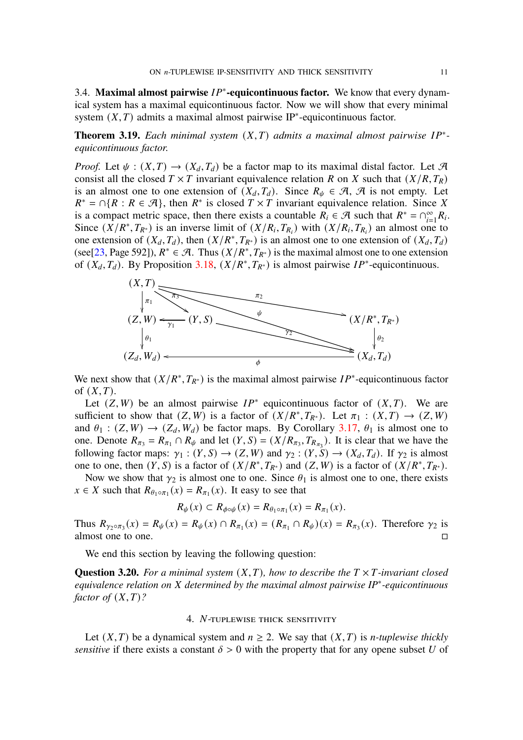3.4. **Maximal almost pairwise $IP^*$-equicontinuous factor.** We know that every dynamical system has a maximal equicontinuous factor. Now we will show that every minimal system $(X,T)$ admits a maximal almost pairwise IP$^*$-equicontinuous factor.

**Theorem 3.19.** *Each minimal system $(X,T)$ admits a maximal almost pairwise $IP^*$-equicontinuous factor.*

*Proof.* Let $\psi : (X,T) \to (X_d, T_d)$ be a factor map to its maximal distal factor. Let $\mathcal{A}$ consist all the closed $T\times T$ invariant equivalence relation $R$ on $X$ such that $(X/R, T_R)$ is an almost one to one extension of $(X_d, T_d)$. Since $R_\psi \in \mathcal{A}$, $\mathcal{A}$ is not empty. Let $R^* = \cap\{R : R \in \mathcal{A}\}$, then $R^*$ is closed $T\times T$ invariant equivalence relation. Since $X$ is a compact metric space, then there exists a countable $R_i \in \mathcal{A}$ such that $R^* = \cap_{i=1}^\infty R_i$. Since $(X/R^*, T_{R^*})$ is an inverse limit of $(X/R_i, T_{R_i})$ with $(X/R_i, T_{R_i})$ an almost one to one extension of $(X_d, T_d)$, then $(X/R^*, T_{R^*})$ is an almost one to one extension of $(X_d, T_d)$ (see[23, Page 592]), $R^* \in \mathcal{A}$. Thus $(X/R^*, T_{R^*})$ is the maximal almost one to one extension of $(X_d, T_d)$. By Proposition 3.18, $(X/R^*, T_{R^*})$ is almost pairwise $IP^*$-equicontinuous.

$$
\begin{array}{ccccc}
(X,T) & \xrightarrow{\pi_3} (Y,S) & & \xrightarrow{\pi_2} & (X/R^*,T_{R^*}) \\
\downarrow \pi_1 & & \searrow \psi,\ \gamma_2 & & \downarrow \theta_2 \\
(Z,W) \xleftarrow{\gamma_1} (Y,S) & & & & \\
\downarrow \theta_1 & & & & \\
(Z_d,W_d) & & \xleftarrow{\phi} & & (X_d,T_d)
\end{array}
$$

We next show that $(X/R^*, T_{R^*})$ is the maximal almost pairwise $IP^*$-equicontinuous factor of $(X,T)$.

Let $(Z,W)$ be an almost pairwise $IP^*$ equicontinuous factor of $(X,T)$. We are sufficient to show that $(Z,W)$ is a factor of $(X/R^*, T_{R^*})$. Let $\pi_1 : (X,T) \to (Z,W)$ and $\theta_1 : (Z,W) \to (Z_d, W_d)$ be factor maps. By Corollary 3.17, $\theta_1$ is almost one to one. Denote $R_{\pi_3} = R_{\pi_1} \cap R_\psi$ and let $(Y,S) = (X/R_{\pi_3}, T_{R_{\pi_3}})$. It is clear that we have the following factor maps: $\gamma_1 : (Y,S) \to (Z,W)$ and $\gamma_2 : (Y,S) \to (X_d, T_d)$. If $\gamma_2$ is almost one to one, then $(Y,S)$ is a factor of $(X/R^*, T_{R^*})$ and $(Z,W)$ is a factor of $(X/R^*, T_{R^*})$.

Now we show that $\gamma_2$ is almost one to one. Since $\theta_1$ is almost one to one, there exists $x \in X$ such that $R_{\theta_1\circ\pi_1}(x) = R_{\pi_1}(x)$. It easy to see that

$$R_\psi(x) \subset R_{\phi\circ\psi}(x) = R_{\theta_1\circ\pi_1}(x) = R_{\pi_1}(x).$$

Thus $R_{\gamma_2\circ\pi_3}(x) = R_\psi(x) = R_\psi(x) \cap R_{\pi_1}(x) = (R_{\pi_1} \cap R_\psi)(x) = R_{\pi_3}(x)$. Therefore $\gamma_2$ is almost one to one. $\square$

We end this section by leaving the following question:

**Question 3.20.** *For a minimal system $(X,T)$, how to describe the $T\times T$-invariant closed equivalence relation on $X$ determined by the maximal almost pairwise IP$^*$-equicontinuous factor of $(X,T)$?*

## 4. $N$-tuplewise thick sensitivity

Let $(X,T)$ be a dynamical system and $n \geq 2$. We say that $(X,T)$ is *$n$-tuplewise thickly sensitive* if there exists a constant $\delta > 0$ with the property that for any opene subset $U$ of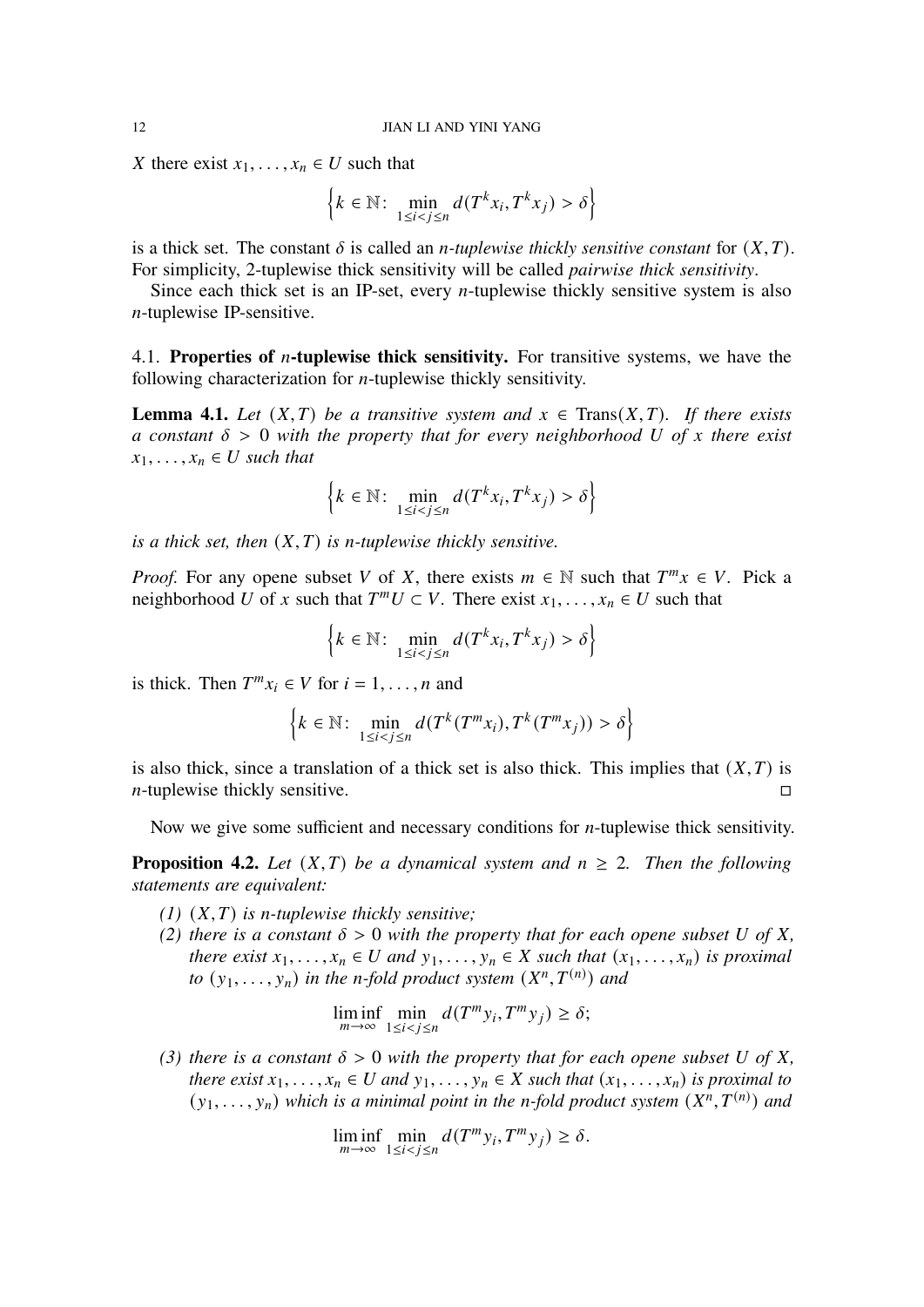$X$ there exist $x_1, \dots, x_n \in U$ such that

$$\left\{k \in \mathbb{N} \colon \min_{1\le i<j\le n} d(T^k x_i, T^k x_j) > \delta\right\}$$

is a thick set. The constant $\delta$ is called an *n-tuplewise thickly sensitive constant* for $(X, T)$. For simplicity, 2-tuplewise thick sensitivity will be called *pairwise thick sensitivity*.

Since each thick set is an IP-set, every $n$-tuplewise thickly sensitive system is also $n$-tuplewise IP-sensitive.

### 4.1. Properties of $n$-tuplewise thick sensitivity.

For transitive systems, we have the following characterization for $n$-tuplewise thickly sensitivity.

**Lemma 4.1.** *Let $(X, T)$ be a transitive system and $x \in \mathrm{Trans}(X, T)$. If there exists a constant $\delta > 0$ with the property that for every neighborhood $U$ of $x$ there exist $x_1, \dots, x_n \in U$ such that*

$$\left\{k \in \mathbb{N} \colon \min_{1\le i<j\le n} d(T^k x_i, T^k x_j) > \delta\right\}$$

*is a thick set, then $(X, T)$ is $n$-tuplewise thickly sensitive.*

*Proof.* For any opene subset $V$ of $X$, there exists $m \in \mathbb{N}$ such that $T^m x \in V$. Pick a neighborhood $U$ of $x$ such that $T^m U \subset V$. There exist $x_1, \dots, x_n \in U$ such that

$$\left\{k \in \mathbb{N} \colon \min_{1\le i<j\le n} d(T^k x_i, T^k x_j) > \delta\right\}$$

is thick. Then $T^m x_i \in V$ for $i = 1, \dots, n$ and

$$\left\{k \in \mathbb{N} \colon \min_{1\le i<j\le n} d(T^k (T^m x_i), T^k (T^m x_j)) > \delta\right\}$$

is also thick, since a translation of a thick set is also thick. This implies that $(X, T)$ is $n$-tuplewise thickly sensitive. $\square$

Now we give some sufficient and necessary conditions for $n$-tuplewise thick sensitivity.

**Proposition 4.2.** *Let $(X, T)$ be a dynamical system and $n \ge 2$. Then the following statements are equivalent:*

1. *$(X, T)$ is $n$-tuplewise thickly sensitive;*
2. *there is a constant $\delta > 0$ with the property that for each opene subset $U$ of $X$, there exist $x_1, \dots, x_n \in U$ and $y_1, \dots, y_n \in X$ such that $(x_1, \dots, x_n)$ is proximal to $(y_1, \dots, y_n)$ in the $n$-fold product system $(X^n, T^{(n)})$ and*
$$\liminf_{m\to\infty} \min_{1\le i<j\le n} d(T^m y_i, T^m y_j) \ge \delta;$$
3. *there is a constant $\delta > 0$ with the property that for each opene subset $U$ of $X$, there exist $x_1, \dots, x_n \in U$ and $y_1, \dots, y_n \in X$ such that $(x_1, \dots, x_n)$ is proximal to $(y_1, \dots, y_n)$ which is a minimal point in the $n$-fold product system $(X^n, T^{(n)})$ and*
$$\liminf_{m\to\infty} \min_{1\le i<j\le n} d(T^m y_i, T^m y_j) \ge \delta.$$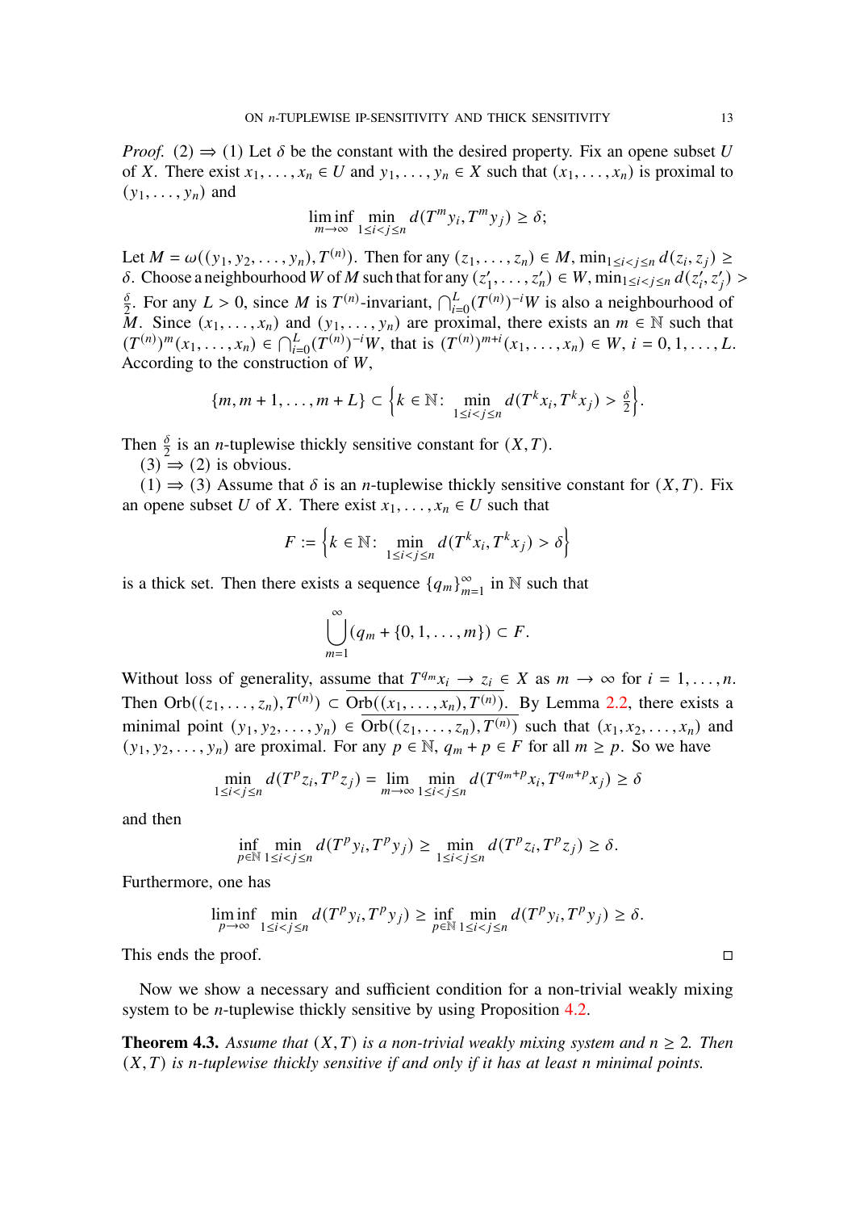*Proof.* (2) ⇒ (1) Let $\delta$ be the constant with the desired property. Fix an opene subset $U$ of $X$. There exist $x_1, \ldots, x_n \in U$ and $y_1, \ldots, y_n \in X$ such that $(x_1, \ldots, x_n)$ is proximal to $(y_1, \ldots, y_n)$ and

$$\liminf_{m\to\infty} \min_{1\le i<j\le n} d(T^m y_i, T^m y_j) \ge \delta;$$

Let $M = \omega((y_1, y_2, \ldots, y_n), T^{(n)})$. Then for any $(z_1, \ldots, z_n) \in M$, $\min_{1\le i<j\le n} d(z_i, z_j) \ge \delta$. Choose a neighbourhood $W$ of $M$ such that for any $(z'_1, \ldots, z'_n) \in W$, $\min_{1\le i<j\le n} d(z'_i, z'_j) > \frac{\delta}{2}$. For any $L > 0$, since $M$ is $T^{(n)}$-invariant, $\bigcap_{i=0}^{L} (T^{(n)})^{-i} W$ is also a neighbourhood of $M$. Since $(x_1, \ldots, x_n)$ and $(y_1, \ldots, y_n)$ are proximal, there exists an $m \in \mathbb{N}$ such that $(T^{(n)})^m (x_1, \ldots, x_n) \in \bigcap_{i=0}^{L} (T^{(n)})^{-i} W$, that is $(T^{(n)})^{m+i}(x_1, \ldots, x_n) \in W$, $i = 0, 1, \ldots, L$. According to the construction of $W$,

$$\{m, m+1, \ldots, m+L\} \subset \left\{k \in \mathbb{N} \colon \min_{1\le i<j\le n} d(T^k x_i, T^k x_j) > \frac{\delta}{2}\right\}.$$

Then $\frac{\delta}{2}$ is an $n$-tuplewise thickly sensitive constant for $(X, T)$.

(3) ⇒ (2) is obvious.

(1) ⇒ (3) Assume that $\delta$ is an $n$-tuplewise thickly sensitive constant for $(X, T)$. Fix an opene subset $U$ of $X$. There exist $x_1, \ldots, x_n \in U$ such that

$$F := \left\{k \in \mathbb{N} \colon \min_{1\le i<j\le n} d(T^k x_i, T^k x_j) > \delta\right\}$$

is a thick set. Then there exists a sequence $\{q_m\}_{m=1}^{\infty}$ in $\mathbb{N}$ such that

$$\bigcup_{m=1}^{\infty} (q_m + \{0, 1, \ldots, m\}) \subset F.$$

Without loss of generality, assume that $T^{q_m} x_i \to z_i \in X$ as $m \to \infty$ for $i = 1, \ldots, n$. Then $\mathrm{Orb}((z_1, \ldots, z_n), T^{(n)}) \subset \overline{\mathrm{Orb}((x_1, \ldots, x_n), T^{(n)})}$. By Lemma 2.2, there exists a minimal point $(y_1, y_2, \ldots, y_n) \in \overline{\mathrm{Orb}((z_1, \ldots, z_n), T^{(n)})}$ such that $(x_1, x_2, \ldots, x_n)$ and $(y_1, y_2, \ldots, y_n)$ are proximal. For any $p \in \mathbb{N}$, $q_m + p \in F$ for all $m \ge p$. So we have

$$\min_{1\le i<j\le n} d(T^p z_i, T^p z_j) = \lim_{m\to\infty} \min_{1\le i<j\le n} d(T^{q_m+p} x_i, T^{q_m+p} x_j) \ge \delta$$

and then

$$\inf_{p\in\mathbb{N}} \min_{1\le i<j\le n} d(T^p y_i, T^p y_j) \ge \min_{1\le i<j\le n} d(T^p z_i, T^p z_j) \ge \delta.$$

Furthermore, one has

$$\liminf_{p\to\infty} \min_{1\le i<j\le n} d(T^p y_i, T^p y_j) \ge \inf_{p\in\mathbb{N}} \min_{1\le i<j\le n} d(T^p y_i, T^p y_j) \ge \delta.$$

This ends the proof. ◻

Now we show a necessary and sufficient condition for a non-trivial weakly mixing system to be $n$-tuplewise thickly sensitive by using Proposition 4.2.

**Theorem 4.3.** *Assume that $(X, T)$ is a non-trivial weakly mixing system and $n \ge 2$. Then $(X, T)$ is $n$-tuplewise thickly sensitive if and only if it has at least $n$ minimal points.*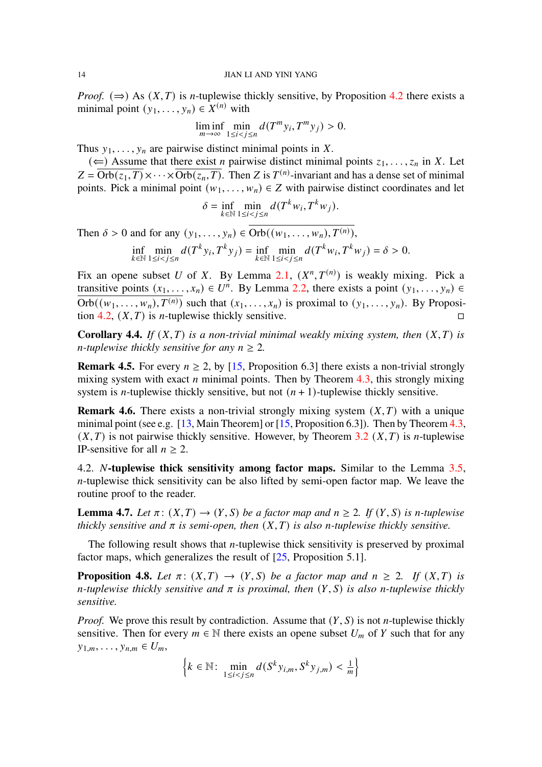*Proof.* (⇒) As $(X,T)$ is $n$-tuplewise thickly sensitive, by Proposition 4.2 there exists a minimal point $(y_1,\dots,y_n)\in X^{(n)}$ with

$$\liminf_{m\to\infty}\min_{1\le i<j\le n} d(T^m y_i, T^m y_j) > 0.$$

Thus $y_1,\dots,y_n$ are pairwise distinct minimal points in $X$.

(⇐) Assume that there exist $n$ pairwise distinct minimal points $z_1,\dots,z_n$ in $X$. Let $Z=\overline{\mathrm{Orb}(z_1,T)}\times\cdots\times\overline{\mathrm{Orb}(z_n,T)}$. Then $Z$ is $T^{(n)}$-invariant and has a dense set of minimal points. Pick a minimal point $(w_1,\dots,w_n)\in Z$ with pairwise distinct coordinates and let

$$\delta=\inf_{k\in\mathbb{N}}\min_{1\le i<j\le n} d(T^k w_i, T^k w_j).$$

Then $\delta>0$ and for any $(y_1,\dots,y_n)\in\overline{\mathrm{Orb}((w_1,\dots,w_n),T^{(n)})}$,

$$\inf_{k\in\mathbb{N}}\min_{1\le i<j\le n} d(T^k y_i, T^k y_j)=\inf_{k\in\mathbb{N}}\min_{1\le i<j\le n} d(T^k w_i, T^k w_j)=\delta>0.$$

Fix an opene subset $U$ of $X$. By Lemma 2.1, $(X^n,T^{(n)})$ is weakly mixing. Pick a transitive points $(x_1,\dots,x_n)\in U^n$. By Lemma 2.2, there exists a point $(y_1,\dots,y_n)\in\overline{\mathrm{Orb}((w_1,\dots,w_n),T^{(n)})}$ such that $(x_1,\dots,x_n)$ is proximal to $(y_1,\dots,y_n)$. By Proposition 4.2, $(X,T)$ is $n$-tuplewise thickly sensitive. □

**Corollary 4.4.** *If $(X,T)$ is a non-trivial minimal weakly mixing system, then $(X,T)$ is $n$-tuplewise thickly sensitive for any $n\ge 2$.*

**Remark 4.5.** For every $n\ge 2$, by [15, Proposition 6.3] there exists a non-trivial strongly mixing system with exact $n$ minimal points. Then by Theorem 4.3, this strongly mixing system is $n$-tuplewise thickly sensitive, but not $(n+1)$-tuplewise thickly sensitive.

**Remark 4.6.** There exists a non-trivial strongly mixing system $(X,T)$ with a unique minimal point (see e.g. [13, Main Theorem] or [15, Proposition 6.3]). Then by Theorem 4.3, $(X,T)$ is not pairwise thickly sensitive. However, by Theorem 3.2 $(X,T)$ is $n$-tuplewise IP-sensitive for all $n\ge 2$.

4.2. ***N*-tuplewise thick sensitivity among factor maps.** Similar to the Lemma 3.5, $n$-tuplewise thick sensitivity can be also lifted by semi-open factor map. We leave the routine proof to the reader.

**Lemma 4.7.** *Let $\pi\colon (X,T)\to(Y,S)$ be a factor map and $n\ge 2$. If $(Y,S)$ is $n$-tuplewise thickly sensitive and $\pi$ is semi-open, then $(X,T)$ is also $n$-tuplewise thickly sensitive.*

The following result shows that $n$-tuplewise thick sensitivity is preserved by proximal factor maps, which generalizes the result of [25, Proposition 5.1].

**Proposition 4.8.** *Let $\pi\colon (X,T)\to(Y,S)$ be a factor map and $n\ge 2$. If $(X,T)$ is $n$-tuplewise thickly sensitive and $\pi$ is proximal, then $(Y,S)$ is also $n$-tuplewise thickly sensitive.*

*Proof.* We prove this result by contradiction. Assume that $(Y,S)$ is not $n$-tuplewise thickly sensitive. Then for every $m\in\mathbb{N}$ there exists an opene subset $U_m$ of $Y$ such that for any $y_{1,m},\dots,y_{n,m}\in U_m$,

$$\left\{k\in\mathbb{N}\colon \min_{1\le i<j\le n} d(S^k y_{i,m}, S^k y_{j,m}) < \tfrac{1}{m}\right\}$$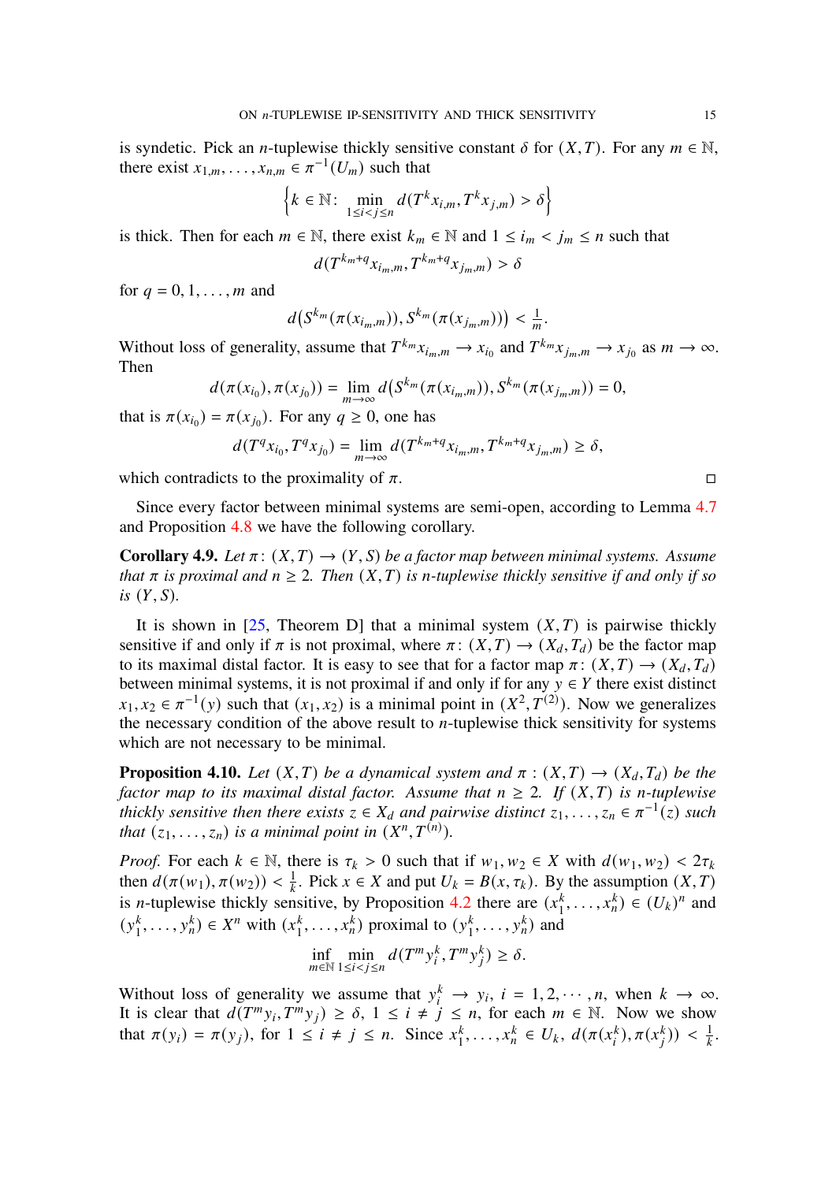is syndetic. Pick an $n$-tuplewise thickly sensitive constant $\delta$ for $(X,T)$. For any $m \in \mathbb{N}$, there exist $x_{1,m},\dots,x_{n,m} \in \pi^{-1}(U_m)$ such that

$$\left\{k \in \mathbb{N}\colon \min_{1\le i<j\le n} d(T^k x_{i,m}, T^k x_{j,m}) > \delta\right\}$$

is thick. Then for each $m \in \mathbb{N}$, there exist $k_m \in \mathbb{N}$ and $1 \le i_m < j_m \le n$ such that

$$d(T^{k_m+q} x_{i_m,m}, T^{k_m+q} x_{j_m,m}) > \delta$$

for $q = 0,1,\dots,m$ and

$$d\big(S^{k_m}(\pi(x_{i_m,m})), S^{k_m}(\pi(x_{j_m,m}))\big) < \tfrac{1}{m}.$$

Without loss of generality, assume that $T^{k_m} x_{i_m,m} \to x_{i_0}$ and $T^{k_m} x_{j_m,m} \to x_{j_0}$ as $m \to \infty$. Then

$$d(\pi(x_{i_0}), \pi(x_{j_0})) = \lim_{m\to\infty} d\big(S^{k_m}(\pi(x_{i_m,m})), S^{k_m}(\pi(x_{j_m,m}))\big) = 0,$$

that is $\pi(x_{i_0}) = \pi(x_{j_0})$. For any $q \ge 0$, one has

$$d(T^q x_{i_0}, T^q x_{j_0}) = \lim_{m\to\infty} d(T^{k_m+q} x_{i_m,m}, T^{k_m+q} x_{j_m,m}) \ge \delta,$$

which contradicts to the proximality of $\pi$. ◻

Since every factor between minimal systems are semi-open, according to Lemma 4.7 and Proposition 4.8 we have the following corollary.

**Corollary 4.9.** *Let $\pi\colon (X,T) \to (Y,S)$ be a factor map between minimal systems. Assume that $\pi$ is proximal and $n \ge 2$. Then $(X,T)$ is $n$-tuplewise thickly sensitive if and only if so is $(Y,S)$.*

It is shown in [25, Theorem D] that a minimal system $(X,T)$ is pairwise thickly sensitive if and only if $\pi$ is not proximal, where $\pi\colon (X,T) \to (X_d,T_d)$ be the factor map to its maximal distal factor. It is easy to see that for a factor map $\pi\colon (X,T) \to (X_d,T_d)$ between minimal systems, it is not proximal if and only if for any $y \in Y$ there exist distinct $x_1,x_2 \in \pi^{-1}(y)$ such that $(x_1,x_2)$ is a minimal point in $(X^2, T^{(2)})$. Now we generalizes the necessary condition of the above result to $n$-tuplewise thick sensitivity for systems which are not necessary to be minimal.

**Proposition 4.10.** *Let $(X,T)$ be a dynamical system and $\pi : (X,T) \to (X_d,T_d)$ be the factor map to its maximal distal factor. Assume that $n \ge 2$. If $(X,T)$ is $n$-tuplewise thickly sensitive then there exists $z \in X_d$ and pairwise distinct $z_1,\dots,z_n \in \pi^{-1}(z)$ such that $(z_1,\dots,z_n)$ is a minimal point in $(X^n, T^{(n)})$.*

*Proof.* For each $k \in \mathbb{N}$, there is $\tau_k > 0$ such that if $w_1,w_2 \in X$ with $d(w_1,w_2) < 2\tau_k$ then $d(\pi(w_1),\pi(w_2)) < \frac{1}{k}$. Pick $x \in X$ and put $U_k = B(x,\tau_k)$. By the assumption $(X,T)$ is $n$-tuplewise thickly sensitive, by Proposition 4.2 there are $(x_1^k,\dots,x_n^k) \in (U_k)^n$ and $(y_1^k,\dots,y_n^k) \in X^n$ with $(x_1^k,\dots,x_n^k)$ proximal to $(y_1^k,\dots,y_n^k)$ and

$$\inf_{m\in\mathbb{N}} \min_{1\le i<j\le n} d(T^m y_i^k, T^m y_j^k) \ge \delta.$$

Without loss of generality we assume that $y_i^k \to y_i$, $i = 1,2,\cdots,n$, when $k \to \infty$. It is clear that $d(T^m y_i, T^m y_j) \ge \delta$, $1 \le i \ne j \le n$, for each $m \in \mathbb{N}$. Now we show that $\pi(y_i) = \pi(y_j)$, for $1 \le i \ne j \le n$. Since $x_1^k,\dots,x_n^k \in U_k$, $d(\pi(x_i^k),\pi(x_j^k)) < \frac{1}{k}$.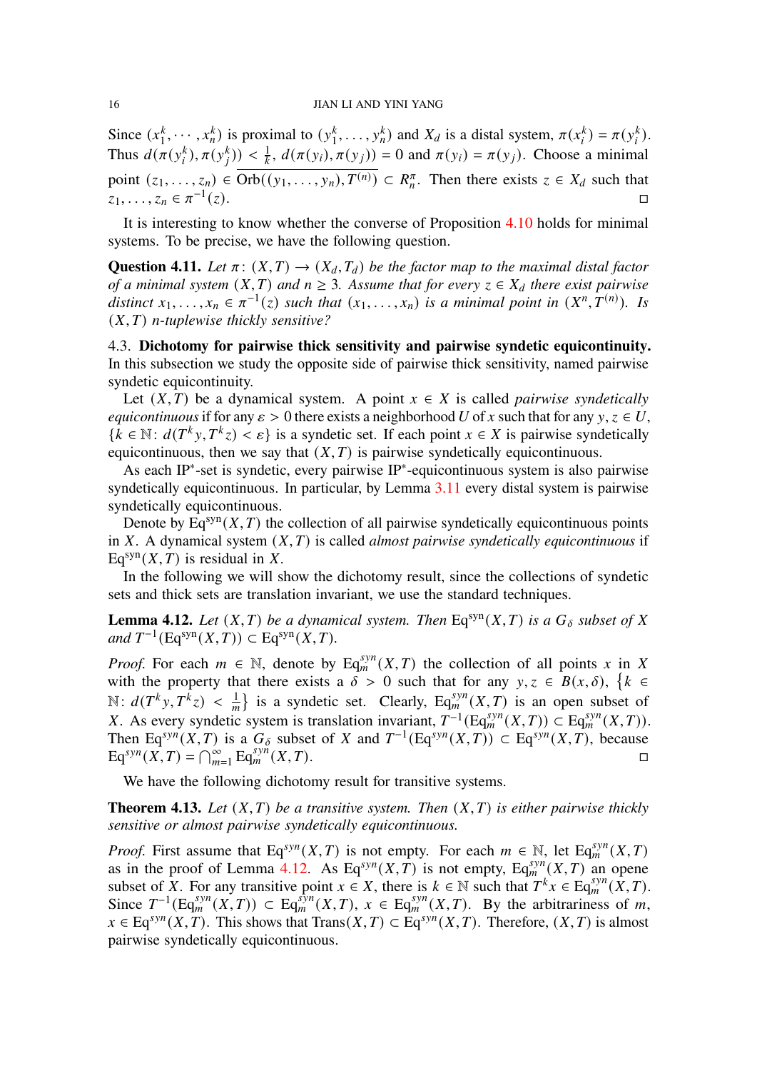Since $(x_1^k, \cdots, x_n^k)$ is proximal to $(y_1^k, \ldots, y_n^k)$ and $X_d$ is a distal system, $\pi(x_i^k) = \pi(y_i^k)$. Thus $d(\pi(y_i^k), \pi(y_j^k)) < \frac{1}{k}$, $d(\pi(y_i), \pi(y_j)) = 0$ and $\pi(y_i) = \pi(y_j)$. Choose a minimal point $(z_1, \ldots, z_n) \in \overline{\mathrm{Orb}((y_1, \ldots, y_n), T^{(n)})} \subset R_n^\pi$. Then there exists $z \in X_d$ such that $z_1, \ldots, z_n \in \pi^{-1}(z)$. □

It is interesting to know whether the converse of Proposition 4.10 holds for minimal systems. To be precise, we have the following question.

**Question 4.11.** *Let $\pi\colon (X,T) \to (X_d, T_d)$ be the factor map to the maximal distal factor of a minimal system $(X,T)$ and $n \geq 3$. Assume that for every $z \in X_d$ there exist pairwise distinct $x_1, \ldots, x_n \in \pi^{-1}(z)$ such that $(x_1, \ldots, x_n)$ is a minimal point in $(X^n, T^{(n)})$. Is $(X,T)$ $n$-tuplewise thickly sensitive?*

### 4.3. Dichotomy for pairwise thick sensitivity and pairwise syndetic equicontinuity.

In this subsection we study the opposite side of pairwise thick sensitivity, named pairwise syndetic equicontinuity.

Let $(X,T)$ be a dynamical system. A point $x \in X$ is called *pairwise syndetically equicontinuous* if for any $\varepsilon > 0$ there exists a neighborhood $U$ of $x$ such that for any $y, z \in U$, $\{k \in \mathbb{N} \colon d(T^k y, T^k z) < \varepsilon\}$ is a syndetic set. If each point $x \in X$ is pairwise syndetically equicontinuous, then we say that $(X,T)$ is pairwise syndetically equicontinuous.

As each IP$^*$-set is syndetic, every pairwise IP$^*$-equicontinuous system is also pairwise syndetically equicontinuous. In particular, by Lemma 3.11 every distal system is pairwise syndetically equicontinuous.

Denote by $\mathrm{Eq}^{\mathrm{syn}}(X,T)$ the collection of all pairwise syndetically equicontinuous points in $X$. A dynamical system $(X,T)$ is called *almost pairwise syndetically equicontinuous* if $\mathrm{Eq}^{\mathrm{syn}}(X,T)$ is residual in $X$.

In the following we will show the dichotomy result, since the collections of syndetic sets and thick sets are translation invariant, we use the standard techniques.

**Lemma 4.12.** *Let $(X,T)$ be a dynamical system. Then $\mathrm{Eq}^{\mathrm{syn}}(X,T)$ is a $G_\delta$ subset of $X$ and $T^{-1}(\mathrm{Eq}^{\mathrm{syn}}(X,T)) \subset \mathrm{Eq}^{\mathrm{syn}}(X,T)$.*

*Proof.* For each $m \in \mathbb{N}$, denote by $\mathrm{Eq}_m^{syn}(X,T)$ the collection of all points $x$ in $X$ with the property that there exists a $\delta > 0$ such that for any $y, z \in B(x,\delta)$, $\left\{k \in \mathbb{N} \colon d(T^k y, T^k z) < \frac{1}{m}\right\}$ is a syndetic set. Clearly, $\mathrm{Eq}_m^{syn}(X,T)$ is an open subset of $X$. As every syndetic system is translation invariant, $T^{-1}(\mathrm{Eq}_m^{syn}(X,T)) \subset \mathrm{Eq}_m^{syn}(X,T))$. Then $\mathrm{Eq}^{syn}(X,T)$ is a $G_\delta$ subset of $X$ and $T^{-1}(\mathrm{Eq}^{syn}(X,T)) \subset \mathrm{Eq}^{syn}(X,T)$, because $\mathrm{Eq}^{syn}(X,T) = \bigcap_{m=1}^\infty \mathrm{Eq}_m^{syn}(X,T)$. □

We have the following dichotomy result for transitive systems.

**Theorem 4.13.** *Let $(X,T)$ be a transitive system. Then $(X,T)$ is either pairwise thickly sensitive or almost pairwise syndetically equicontinuous.*

*Proof.* First assume that $\mathrm{Eq}^{syn}(X,T)$ is not empty. For each $m \in \mathbb{N}$, let $\mathrm{Eq}_m^{syn}(X,T)$ as in the proof of Lemma 4.12. As $\mathrm{Eq}^{syn}(X,T)$ is not empty, $\mathrm{Eq}_m^{syn}(X,T)$ an opene subset of $X$. For any transitive point $x \in X$, there is $k \in \mathbb{N}$ such that $T^k x \in \mathrm{Eq}_m^{syn}(X,T)$. Since $T^{-1}(\mathrm{Eq}_m^{syn}(X,T)) \subset \mathrm{Eq}_m^{syn}(X,T)$, $x \in \mathrm{Eq}_m^{syn}(X,T)$. By the arbitrariness of $m$, $x \in \mathrm{Eq}^{syn}(X,T)$. This shows that $\mathrm{Trans}(X,T) \subset \mathrm{Eq}^{syn}(X,T)$. Therefore, $(X,T)$ is almost pairwise syndetically equicontinuous.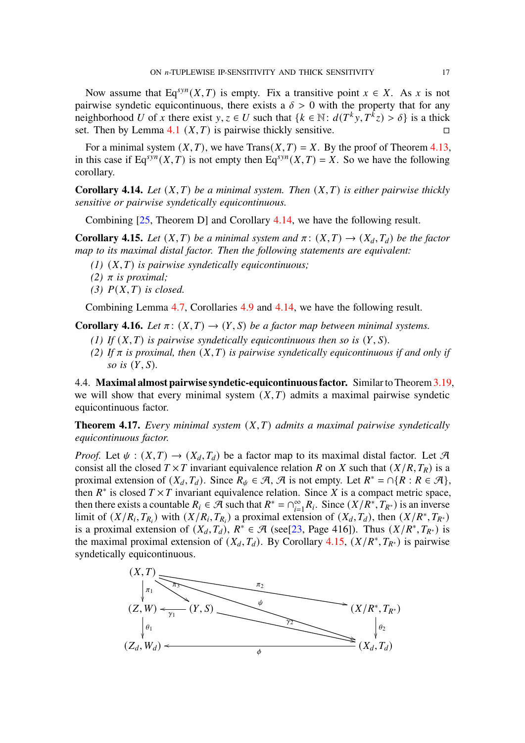Now assume that $\mathrm{Eq}^{syn}(X,T)$ is empty. Fix a transitive point $x \in X$. As $x$ is not pairwise syndetic equicontinuous, there exists a $\delta > 0$ with the property that for any neighborhood $U$ of $x$ there exist $y, z \in U$ such that $\{k \in \mathbb{N} \colon d(T^k y, T^k z) > \delta\}$ is a thick set. Then by Lemma 4.1 $(X,T)$ is pairwise thickly sensitive. $\square$

For a minimal system $(X,T)$, we have $\mathrm{Trans}(X,T) = X$. By the proof of Theorem 4.13, in this case if $\mathrm{Eq}^{syn}(X,T)$ is not empty then $\mathrm{Eq}^{syn}(X,T) = X$. So we have the following corollary.

**Corollary 4.14.** *Let $(X,T)$ be a minimal system. Then $(X,T)$ is either pairwise thickly sensitive or pairwise syndetically equicontinuous.*

Combining [25, Theorem D] and Corollary 4.14, we have the following result.

**Corollary 4.15.** *Let $(X,T)$ be a minimal system and $\pi \colon (X,T) \to (X_d, T_d)$ be the factor map to its maximal distal factor. Then the following statements are equivalent:*

1. *$(X,T)$ is pairwise syndetically equicontinuous;*
2. *$\pi$ is proximal;*
3. *$P(X,T)$ is closed.*

Combining Lemma 4.7, Corollaries 4.9 and 4.14, we have the following result.

**Corollary 4.16.** *Let $\pi \colon (X,T) \to (Y,S)$ be a factor map between minimal systems.*

1. *If $(X,T)$ is pairwise syndetically equicontinuous then so is $(Y,S)$.*
2. *If $\pi$ is proximal, then $(X,T)$ is pairwise syndetically equicontinuous if and only if so is $(Y,S)$.*

## 4.4. Maximal almost pairwise syndetic-equicontinuous factor.

Similar to Theorem 3.19, we will show that every minimal system $(X,T)$ admits a maximal pairwise syndetic equicontinuous factor.

**Theorem 4.17.** *Every minimal system $(X,T)$ admits a maximal pairwise syndetically equicontinuous factor.*

*Proof.* Let $\psi \colon (X,T) \to (X_d, T_d)$ be a factor map to its maximal distal factor. Let $\mathcal{A}$ consist all the closed $T \times T$ invariant equivalence relation $R$ on $X$ such that $(X/R, T_R)$ is a proximal extension of $(X_d, T_d)$. Since $R_\psi \in \mathcal{A}$, $\mathcal{A}$ is not empty. Let $R^* = \cap\{R : R \in \mathcal{A}\}$, then $R^*$ is closed $T \times T$ invariant equivalence relation. Since $X$ is a compact metric space, then there exists a countable $R_i \in \mathcal{A}$ such that $R^* = \cap_{i=1}^{\infty} R_i$. Since $(X/R^*, T_{R^*})$ is an inverse limit of $(X/R_i, T_{R_i})$ with $(X/R_i, T_{R_i})$ a proximal extension of $(X_d, T_d)$, then $(X/R^*, T_{R^*})$ is a proximal extension of $(X_d, T_d)$, $R^* \in \mathcal{A}$ (see[23, Page 416]). Thus $(X/R^*, T_{R^*})$ is the maximal proximal extension of $(X_d, T_d)$. By Corollary 4.15, $(X/R^*, T_{R^*})$ is pairwise syndetically equicontinuous.

$$\begin{array}{ccccc}
(X,T) & & \xrightarrow{\pi_2} & & (X/R^*, T_{R^*}) \\
\big\downarrow{\scriptstyle \pi_1} & \searrow^{\pi_3} & \searrow^{\psi} & & \big\downarrow{\scriptstyle \theta_2} \\
(Z,W) & \xleftarrow{\gamma_1} & (Y,S) & \xrightarrow{\gamma_2} & \\
\big\downarrow{\scriptstyle \theta_1} & & & & \\
(Z_d, W_d) & & \xleftarrow{\phi} & & (X_d, T_d)
\end{array}$$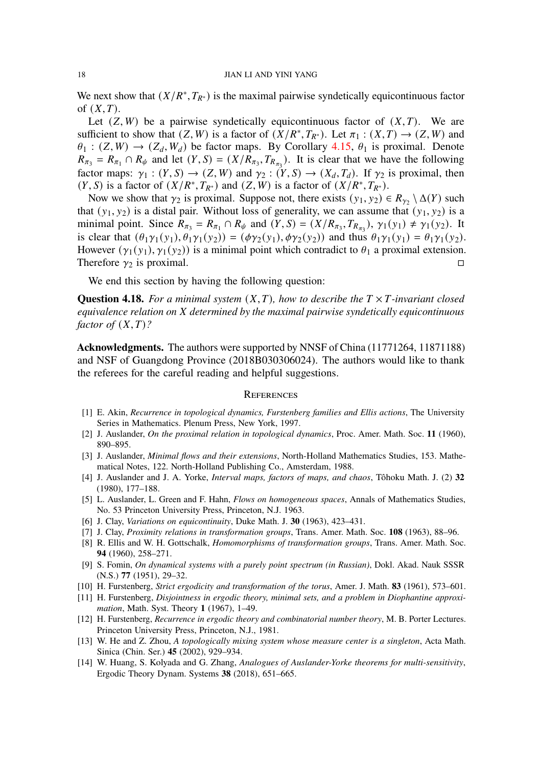We next show that $(X/R^*, T_{R^*})$ is the maximal pairwise syndetically equicontinuous factor of $(X, T)$.

Let $(Z, W)$ be a pairwise syndetically equicontinuous factor of $(X, T)$. We are sufficient to show that $(Z, W)$ is a factor of $(X/R^*, T_{R^*})$. Let $\pi_1 : (X, T) \to (Z, W)$ and $\theta_1 : (Z, W) \to (Z_d, W_d)$ be factor maps. By Corollary 4.15, $\theta_1$ is proximal. Denote $R_{\pi_3} = R_{\pi_1} \cap R_\psi$ and let $(Y, S) = (X/R_{\pi_3}, T_{R_{\pi_3}})$. It is clear that we have the following factor maps: $\gamma_1 : (Y, S) \to (Z, W)$ and $\gamma_2 : (Y, S) \to (X_d, T_d)$. If $\gamma_2$ is proximal, then $(Y, S)$ is a factor of $(X/R^*, T_{R^*})$ and $(Z, W)$ is a factor of $(X/R^*, T_{R^*})$.

Now we show that $\gamma_2$ is proximal. Suppose not, there exists $(y_1, y_2) \in R_{\gamma_2} \setminus \Delta(Y)$ such that $(y_1, y_2)$ is a distal pair. Without loss of generality, we can assume that $(y_1, y_2)$ is a minimal point. Since $R_{\pi_3} = R_{\pi_1} \cap R_\psi$ and $(Y, S) = (X/R_{\pi_3}, T_{R_{\pi_3}})$, $\gamma_1(y_1) \neq \gamma_1(y_2)$. It is clear that $(\theta_1\gamma_1(y_1), \theta_1\gamma_1(y_2)) = (\phi\gamma_2(y_1), \phi\gamma_2(y_2))$ and thus $\theta_1\gamma_1(y_1) = \theta_1\gamma_1(y_2)$. However $(\gamma_1(y_1), \gamma_1(y_2))$ is a minimal point which contradict to $\theta_1$ a proximal extension. Therefore $\gamma_2$ is proximal. □

We end this section by having the following question:

**Question 4.18.** *For a minimal system $(X, T)$, how to describe the $T \times T$-invariant closed equivalence relation on $X$ determined by the maximal pairwise syndetically equicontinuous factor of $(X, T)$?*

**Acknowledgments.** The authors were supported by NNSF of China (11771264, 11871188) and NSF of Guangdong Province (2018B030306024). The authors would like to thank the referees for the careful reading and helpful suggestions.

## References

[1] E. Akin, *Recurrence in topological dynamics, Furstenberg families and Ellis actions*, The University Series in Mathematics. Plenum Press, New York, 1997.

[2] J. Auslander, *On the proximal relation in topological dynamics*, Proc. Amer. Math. Soc. **11** (1960), 890–895.

[3] J. Auslander, *Minimal flows and their extensions*, North-Holland Mathematics Studies, 153. Mathematical Notes, 122. North-Holland Publishing Co., Amsterdam, 1988.

[4] J. Auslander and J. A. Yorke, *Interval maps, factors of maps, and chaos*, Tôhoku Math. J. (2) **32** (1980), 177–188.

[5] L. Auslander, L. Green and F. Hahn, *Flows on homogeneous spaces*, Annals of Mathematics Studies, No. 53 Princeton University Press, Princeton, N.J. 1963.

[6] J. Clay, *Variations on equicontinuity*, Duke Math. J. **30** (1963), 423–431.

[7] J. Clay, *Proximity relations in transformation groups*, Trans. Amer. Math. Soc. **108** (1963), 88–96.

[8] R. Ellis and W. H. Gottschalk, *Homomorphisms of transformation groups*, Trans. Amer. Math. Soc. **94** (1960), 258–271.

[9] S. Fomin, *On dynamical systems with a purely point spectrum (in Russian)*, Dokl. Akad. Nauk SSSR (N.S.) **77** (1951), 29–32.

[10] H. Furstenberg, *Strict ergodicity and transformation of the torus*, Amer. J. Math. **83** (1961), 573–601.

[11] H. Furstenberg, *Disjointness in ergodic theory, minimal sets, and a problem in Diophantine approximation*, Math. Syst. Theory **1** (1967), 1–49.

[12] H. Furstenberg, *Recurrence in ergodic theory and combinatorial number theory*, M. B. Porter Lectures. Princeton University Press, Princeton, N.J., 1981.

[13] W. He and Z. Zhou, *A topologically mixing system whose measure center is a singleton*, Acta Math. Sinica (Chin. Ser.) **45** (2002), 929–934.

[14] W. Huang, S. Kolyada and G. Zhang, *Analogues of Auslander-Yorke theorems for multi-sensitivity*, Ergodic Theory Dynam. Systems **38** (2018), 651–665.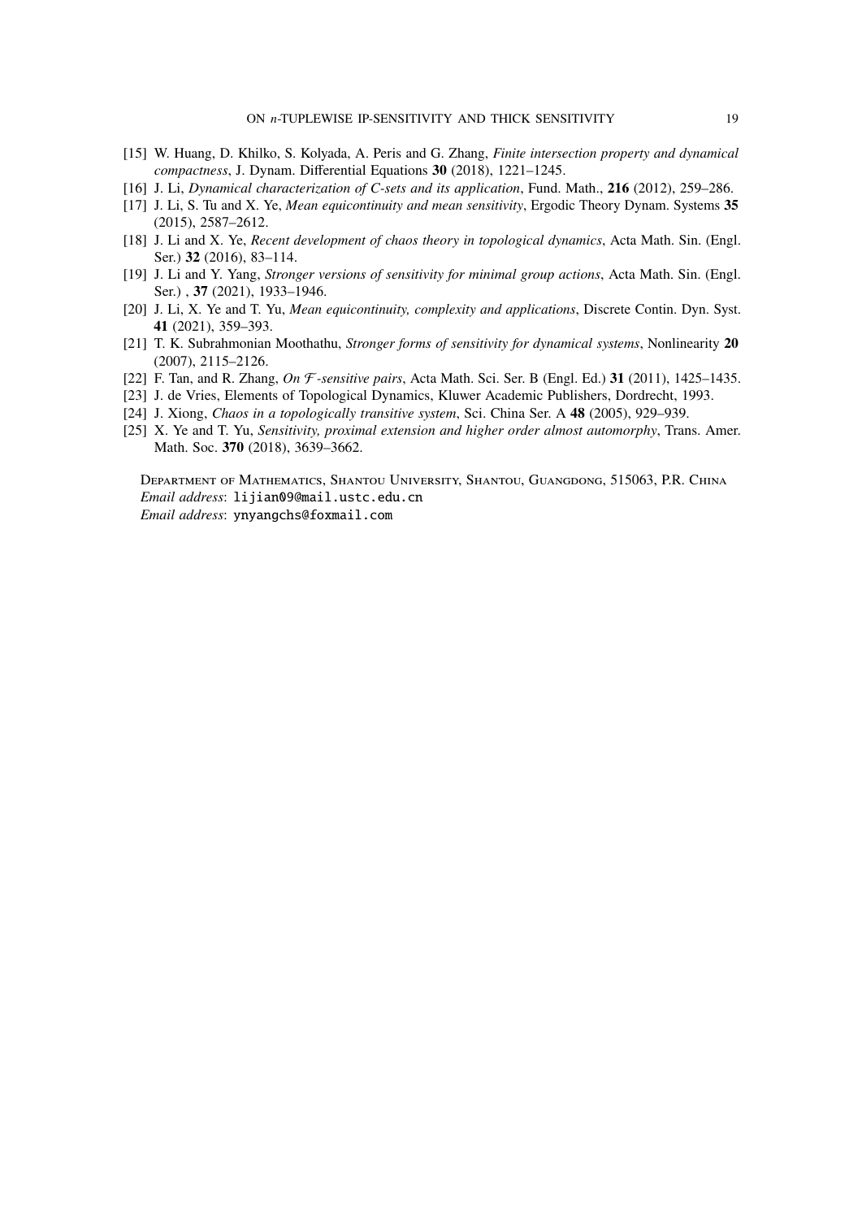[15] W. Huang, D. Khilko, S. Kolyada, A. Peris and G. Zhang, *Finite intersection property and dynamical compactness*, J. Dynam. Differential Equations **30** (2018), 1221–1245.

[16] J. Li, *Dynamical characterization of C-sets and its application*, Fund. Math., **216** (2012), 259–286.

[17] J. Li, S. Tu and X. Ye, *Mean equicontinuity and mean sensitivity*, Ergodic Theory Dynam. Systems **35** (2015), 2587–2612.

[18] J. Li and X. Ye, *Recent development of chaos theory in topological dynamics*, Acta Math. Sin. (Engl. Ser.) **32** (2016), 83–114.

[19] J. Li and Y. Yang, *Stronger versions of sensitivity for minimal group actions*, Acta Math. Sin. (Engl. Ser.) , **37** (2021), 1933–1946.

[20] J. Li, X. Ye and T. Yu, *Mean equicontinuity, complexity and applications*, Discrete Contin. Dyn. Syst. **41** (2021), 359–393.

[21] T. K. Subrahmonian Moothathu, *Stronger forms of sensitivity for dynamical systems*, Nonlinearity **20** (2007), 2115–2126.

[22] F. Tan, and R. Zhang, *On $\mathcal{F}$-sensitive pairs*, Acta Math. Sci. Ser. B (Engl. Ed.) **31** (2011), 1425–1435.

[23] J. de Vries, Elements of Topological Dynamics, Kluwer Academic Publishers, Dordrecht, 1993.

[24] J. Xiong, *Chaos in a topologically transitive system*, Sci. China Ser. A **48** (2005), 929–939.

[25] X. Ye and T. Yu, *Sensitivity, proximal extension and higher order almost automorphy*, Trans. Amer. Math. Soc. **370** (2018), 3639–3662.

Department of Mathematics, Shantou University, Shantou, Guangdong, 515063, P.R. China
*Email address*: `lijian09@mail.ustc.edu.cn`
*Email address*: `ynyangchs@foxmail.com`